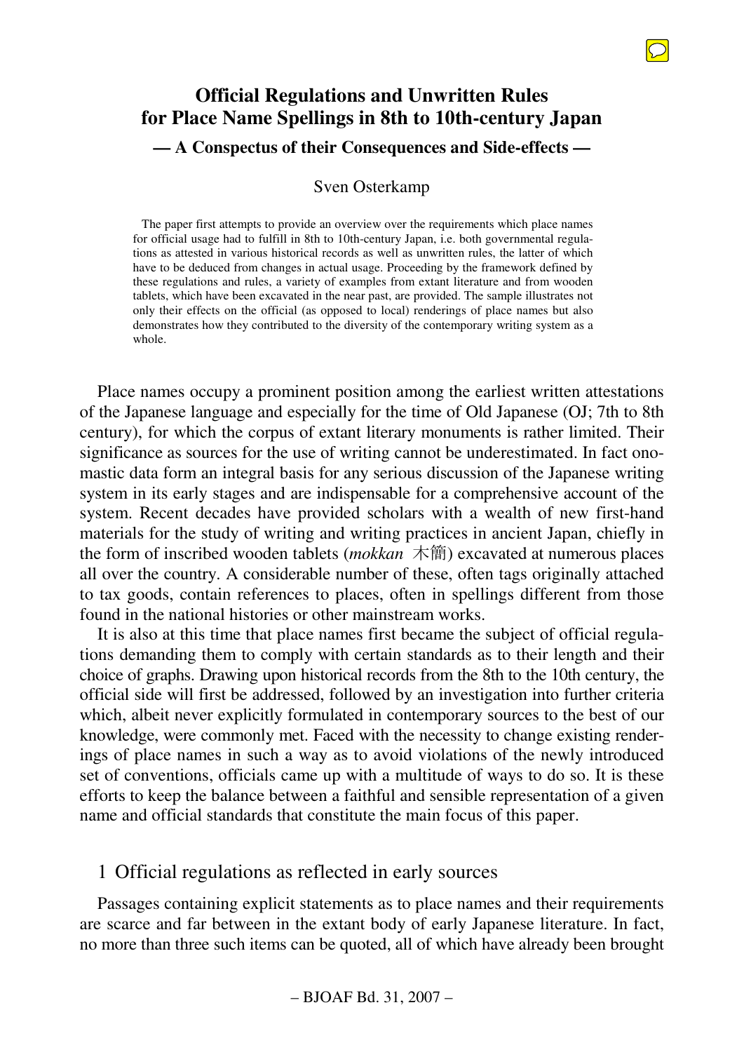# Official Regulations and Unwritten Rules for Place Name Spellings in 8th to 10th-century Japan

## — A Conspectus of their Consequences and Side-effects —

Sven Osterkamp

The paper first attempts to provide an overview over the requirements which place names for official usage had to fulfill in 8th to 10th-century Japan, i.e. both governmental regulations as attested in various historical records as well as unwritten rules, the latter of which have to be deduced from changes in actual usage. Proceeding by the framework defined by these regulations and rules, a variety of examples from extant literature and from wooden tablets, which have been excavated in the near past, are provided. The sample illustrates not only their effects on the official (as opposed to local) renderings of place names but also demonstrates how they contributed to the diversity of the contemporary writing system as a whole.

Place names occupy a prominent position among the earliest written attestations of the Japanese language and especially for the time of Old Japanese (OJ; 7th to 8th century), for which the corpus of extant literary monuments is rather limited. Their significance as sources for the use of writing cannot be underestimated. In fact onomastic data form an integral basis for any serious discussion of the Japanese writing system in its early stages and are indispensable for a comprehensive account of the system. Recent decades have provided scholars with a wealth of new first-hand materials for the study of writing and writing practices in ancient Japan, chiefly in the form of inscribed wooden tablets (*mokkan* 木簡) excavated at numerous places all over the country. A considerable number of these, often tags originally attached to tax goods, contain references to places, often in spellings different from those found in the national histories or other mainstream works.

It is also at this time that place names first became the subject of official regulations demanding them to comply with certain standards as to their length and their choice of graphs. Drawing upon historical records from the 8th to the 10th century, the official side will first be addressed, followed by an investigation into further criteria which, albeit never explicitly formulated in contemporary sources to the best of our knowledge, were commonly met. Faced with the necessity to change existing renderings of place names in such a way as to avoid violations of the newly introduced set of conventions, officials came up with a multitude of ways to do so. It is these efforts to keep the balance between a faithful and sensible representation of a given name and official standards that constitute the main focus of this paper.

## 1 Official regulations as reflected in early sources

Passages containing explicit statements as to place names and their requirements are scarce and far between in the extant body of early Japanese literature. In fact, no more than three such items can be quoted, all of which have already been brought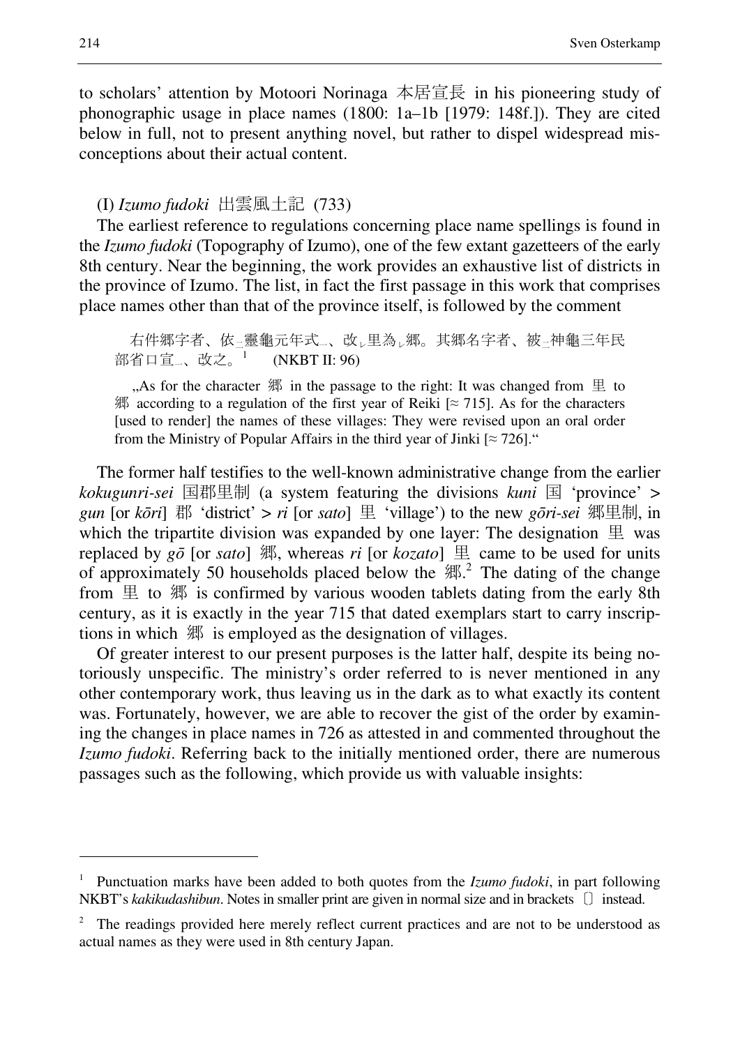to scholars' attention by Motoori Norinaga 本居宣長 in his pioneering study of phonographic usage in place names (1800: 1a–1b [1979: 148f.]). They are cited below in full, not to present anything novel, but rather to dispel widespread misconceptions about their actual content.

(I) *Izumo fudoki* 出雲風土記 (733)

The earliest reference to regulations concerning place name spellings is found in the *Izumo fudoki* (Topography of Izumo), one of the few extant gazetteers of the early 8th century. Near the beginning, the work provides an exhaustive list of districts in the province of Izumo. The list, in fact the first passage in this work that comprises place names other than that of the province itself, is followed by the comment

> 右件鄉字者、依㆓靈龜元年式㆒、改㆑里為㆑鄉。其鄉名字者、被㆓神龜三年民部省口宣㆒、改之。[1] (NKBT II: 96)
>
> „As for the character 鄉 in the passage to the right: It was changed from 里 to 鄉 according to a regulation of the first year of Reiki [≈ 715]. As for the characters [used to render] the names of these villages: They were revised upon an oral order from the Ministry of Popular Affairs in the third year of Jinki [≈ 726]."

The former half testifies to the well-known administrative change from the earlier *kokugunri-sei* 国郡里制 (a system featuring the divisions *kuni* 国 'province' > *gun* [or *kōri*] 郡 'district' > *ri* [or *sato*] 里 'village') to the new *gōri-sei* 鄉里制, in which the tripartite division was expanded by one layer: The designation 里 was replaced by *gō* [or *sato*] 鄉, whereas *ri* [or *kozato*] 里 came to be used for units of approximately 50 households placed below the 鄉.[2] The dating of the change from 里 to 鄉 is confirmed by various wooden tablets dating from the early 8th century, as it is exactly in the year 715 that dated exemplars start to carry inscriptions in which 鄉 is employed as the designation of villages.

Of greater interest to our present purposes is the latter half, despite its being notoriously unspecific. The ministry's order referred to is never mentioned in any other contemporary work, thus leaving us in the dark as to what exactly its content was. Fortunately, however, we are able to recover the gist of the order by examining the changes in place names in 726 as attested in and commented throughout the *Izumo fudoki*. Referring back to the initially mentioned order, there are numerous passages such as the following, which provide us with valuable insights:

---

[1] Punctuation marks have been added to both quotes from the *Izumo fudoki*, in part following NKBT's *kakikudashibun*. Notes in smaller print are given in normal size and in brackets 〔〕 instead.

[2] The readings provided here merely reflect current practices and are not to be understood as actual names as they were used in 8th century Japan.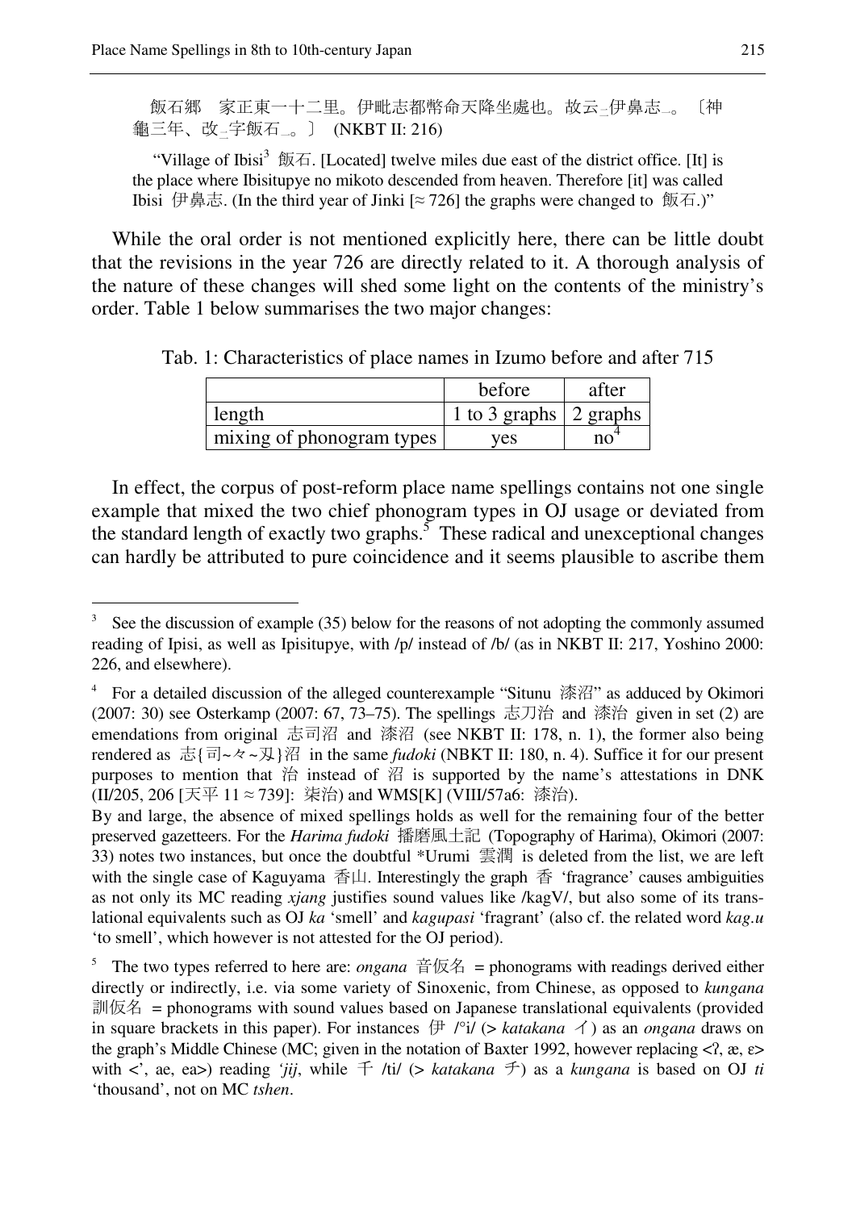飯石郷　家正東一十二里。伊毗志都幣命天降坐處也。故云₋伊鼻志₋。〔神龜三年、改₋字飯石₋。〕 (NKBT II: 216)

> "Village of Ibisi[3] 飯石. [Located] twelve miles due east of the district office. [It] is the place where Ibisitupye no mikoto descended from heaven. Therefore [it] was called Ibisi 伊鼻志. (In the third year of Jinki [≈ 726] the graphs were changed to 飯石.)"

While the oral order is not mentioned explicitly here, there can be little doubt that the revisions in the year 726 are directly related to it. A thorough analysis of the nature of these changes will shed some light on the contents of the ministry's order. Table 1 below summarises the two major changes:

Tab. 1: Characteristics of place names in Izumo before and after 715

| | before | after |
|---|---|---|
| length | 1 to 3 graphs | 2 graphs |
| mixing of phonogram types | yes | no[4] |

In effect, the corpus of post-reform place name spellings contains not one single example that mixed the two chief phonogram types in OJ usage or deviated from the standard length of exactly two graphs.[5] These radical and unexceptional changes can hardly be attributed to pure coincidence and it seems plausible to ascribe them

---

[3] See the discussion of example (35) below for the reasons of not adopting the commonly assumed reading of Ipisi, as well as Ipisitupye, with /p/ instead of /b/ (as in NKBT II: 217, Yoshino 2000: 226, and elsewhere).

[4] For a detailed discussion of the alleged counterexample "Situnu 漆沼" as adduced by Okimori (2007: 30) see Osterkamp (2007: 67, 73–75). The spellings 志刀治 and 漆治 given in set (2) are emendations from original 志司沼 and 漆沼 (see NKBT II: 178, n. 1), the former also being rendered as 志{司~々~�País}沼 in the same *fudoki* (NBKT II: 180, n. 4). Suffice it for our present purposes to mention that 治 instead of 沼 is supported by the name's attestations in DNK (II/205, 206 [天平 11 ≈ 739]: 柒治) and WMS[K] (VIII/57a6: 漆治).

By and large, the absence of mixed spellings holds as well for the remaining four of the better preserved gazetteers. For the *Harima fudoki* 播磨風土記 (Topography of Harima), Okimori (2007: 33) notes two instances, but once the doubtful *Urumi 雲潤 is deleted from the list, we are left with the single case of Kaguyama 香山. Interestingly the graph 香 'fragrance' causes ambiguities as not only its MC reading *xjang* justifies sound values like /kagV/, but also some of its translational equivalents such as OJ *ka* 'smell' and *kagupasi* 'fragrant' (also cf. the related word *kag.u* 'to smell', which however is not attested for the OJ period).

[5] The two types referred to here are: *ongana* 音仮名 = phonograms with readings derived either directly or indirectly, i.e. via some variety of Sinoxenic, from Chinese, as opposed to *kungana* 訓仮名 = phonograms with sound values based on Japanese translational equivalents (provided in square brackets in this paper). For instances 伊 /°i/ (> *katakana* イ) as an *ongana* draws on the graph's Middle Chinese (MC; given in the notation of Baxter 1992, however replacing <ʔ, æ, ɛ> with <', ae, ea>) reading *'jij*, while 千 /ti/ (> *katakana* チ) as a *kungana* is based on OJ *ti* 'thousand', not on MC *tshen*.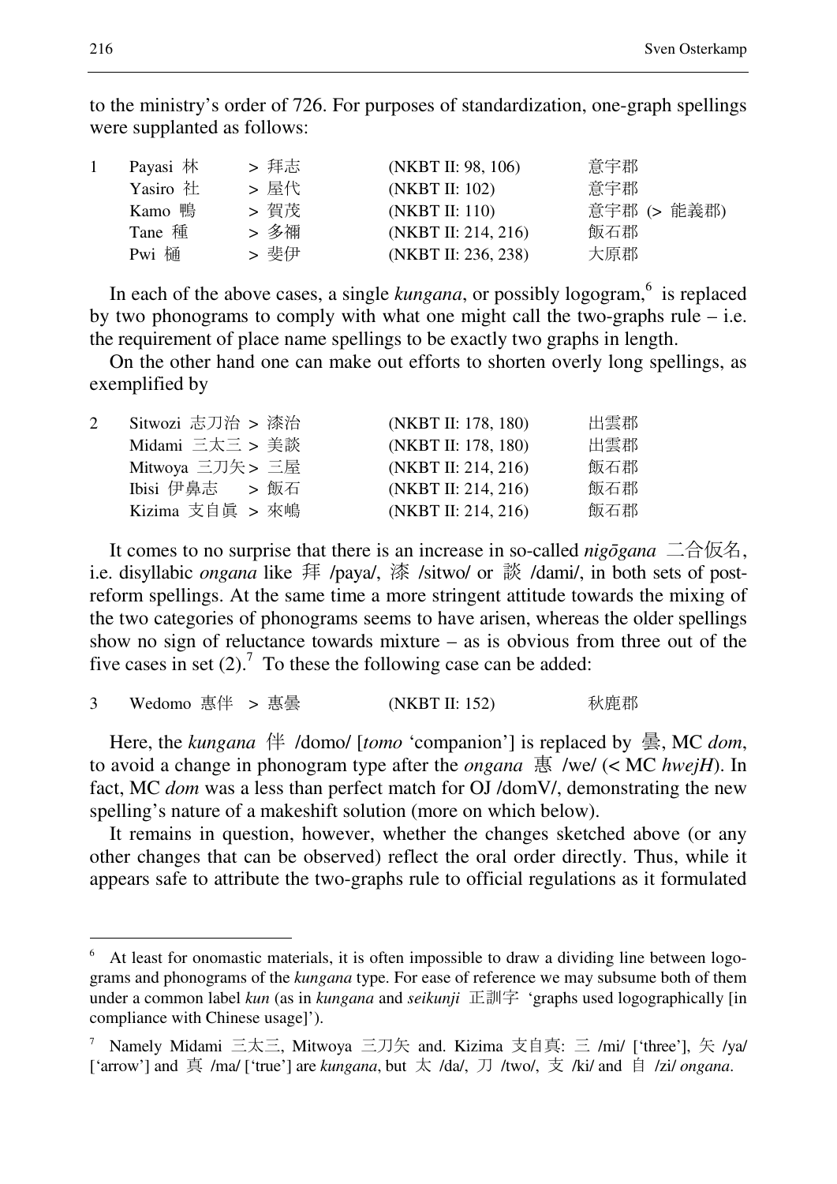to the ministry's order of 726. For purposes of standardization, one-graph spellings were supplanted as follows:

| 1 | Payasi 林 | > 拜志 | (NKBT II: 98, 106) | 意宇郡 |
|---|---|---|---|---|
| | Yasiro 社 | > 屋代 | (NKBT II: 102) | 意宇郡 |
| | Kamo 鴨 | > 賀茂 | (NKBT II: 110) | 意宇郡 (> 能義郡) |
| | Tane 種 | > 多禰 | (NKBT II: 214, 216) | 飯石郡 |
| | Pwi 樋 | > 斐伊 | (NKBT II: 236, 238) | 大原郡 |

In each of the above cases, a single *kungana*, or possibly logogram,[6] is replaced by two phonograms to comply with what one might call the two-graphs rule – i.e. the requirement of place name spellings to be exactly two graphs in length.

On the other hand one can make out efforts to shorten overly long spellings, as exemplified by

| 2 | Sitwozi 志刀治 > 漆治 | (NKBT II: 178, 180) | 出雲郡 |
|---|---|---|---|
| | Midami 三太三 > 美談 | (NKBT II: 178, 180) | 出雲郡 |
| | Mitwoya 三刀矢 > 三屋 | (NKBT II: 214, 216) | 飯石郡 |
| | Ibisi 伊鼻志 > 飯石 | (NKBT II: 214, 216) | 飯石郡 |
| | Kizima 支自眞 > 來嶋 | (NKBT II: 214, 216) | 飯石郡 |

It comes to no surprise that there is an increase in so-called *nigōgana* 二合仮名, i.e. disyllabic *ongana* like 拜 /paya/, 漆 /sitwo/ or 談 /dami/, in both sets of post-reform spellings. At the same time a more stringent attitude towards the mixing of the two categories of phonograms seems to have arisen, whereas the older spellings show no sign of reluctance towards mixture – as is obvious from three out of the five cases in set (2).[7] To these the following case can be added:

| 3 | Wedomo 惠伴 > 惠曇 | (NKBT II: 152) | 秋鹿郡 |
|---|---|---|---|

Here, the *kungana* 伴 /domo/ [*tomo* 'companion'] is replaced by 曇, MC *dom*, to avoid a change in phonogram type after the *ongana* 惠 /we/ (< MC *hwejH*). In fact, MC *dom* was a less than perfect match for OJ /domV/, demonstrating the new spelling's nature of a makeshift solution (more on which below).

It remains in question, however, whether the changes sketched above (or any other changes that can be observed) reflect the oral order directly. Thus, while it appears safe to attribute the two-graphs rule to official regulations as it formulated

---

[6] At least for onomastic materials, it is often impossible to draw a dividing line between logograms and phonograms of the *kungana* type. For ease of reference we may subsume both of them under a common label *kun* (as in *kungana* and *seikunji* 正訓字 'graphs used logographically [in compliance with Chinese usage]').

[7] Namely Midami 三太三, Mitwoya 三刀矢 and. Kizima 支自真: 三 /mi/ ['three'], 矢 /ya/ ['arrow'] and 真 /ma/ ['true'] are *kungana*, but 太 /da/, 刀 /two/, 支 /ki/ and 自 /zi/ *ongana*.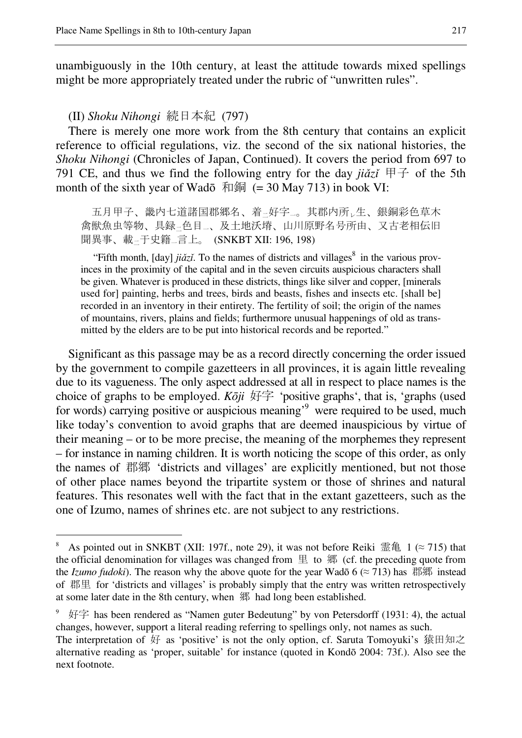unambiguously in the 10th century, at least the attitude towards mixed spellings might be more appropriately treated under the rubric of "unwritten rules".

### (II) *Shoku Nihongi* 続日本紀 (797)

There is merely one more work from the 8th century that contains an explicit reference to official regulations, viz. the second of the six national histories, the *Shoku Nihongi* (Chronicles of Japan, Continued). It covers the period from 697 to 791 CE, and thus we find the following entry for the day *jiǎzǐ* 甲子 of the 5th month of the sixth year of Wadō 和銅 (= 30 May 713) in book VI:

> 五月甲子、畿内七道諸国郡郷名、着₌好字₋。其郡内所ㇾ生、銀銅彩色草木禽獣魚虫等物、具録₌色目₋、及土地沃塉、山川原野名号所由、又古老相伝旧聞異事、載₌于史籍₋言上。 (SNKBT XII: 196, 198)
>
> "Fifth month, [day] *jiǎzǐ*. To the names of districts and villages[8] in the various provinces in the proximity of the capital and in the seven circuits auspicious characters shall be given. Whatever is produced in these districts, things like silver and copper, [minerals used for] painting, herbs and trees, birds and beasts, fishes and insects etc. [shall be] recorded in an inventory in their entirety. The fertility of soil; the origin of the names of mountains, rivers, plains and fields; furthermore unusual happenings of old as transmitted by the elders are to be put into historical records and be reported."

Significant as this passage may be as a record directly concerning the order issued by the government to compile gazetteers in all provinces, it is again little revealing due to its vagueness. The only aspect addressed at all in respect to place names is the choice of graphs to be employed. *Kōji* 好字 'positive graphs', that is, 'graphs (used for words) carrying positive or auspicious meaning'[9] were required to be used, much like today's convention to avoid graphs that are deemed inauspicious by virtue of their meaning – or to be more precise, the meaning of the morphemes they represent – for instance in naming children. It is worth noticing the scope of this order, as only the names of 郡郷 'districts and villages' are explicitly mentioned, but not those of other place names beyond the tripartite system or those of shrines and natural features. This resonates well with the fact that in the extant gazetteers, such as the one of Izumo, names of shrines etc. are not subject to any restrictions.

---

[8] As pointed out in SNKBT (XII: 197f., note 29), it was not before Reiki 霊亀 1 (≈ 715) that the official denomination for villages was changed from 里 to 郷 (cf. the preceding quote from the *Izumo fudoki*). The reason why the above quote for the year Wadō 6 (≈ 713) has 郡郷 instead of 郡里 for 'districts and villages' is probably simply that the entry was written retrospectively at some later date in the 8th century, when 郷 had long been established.

[9] 好字 has been rendered as "Namen guter Bedeutung" by von Petersdorff (1931: 4), the actual changes, however, support a literal reading referring to spellings only, not names as such. The interpretation of 好 as 'positive' is not the only option, cf. Saruta Tomoyuki's 猿田知之 alternative reading as 'proper, suitable' for instance (quoted in Kondō 2004: 73f.). Also see the next footnote.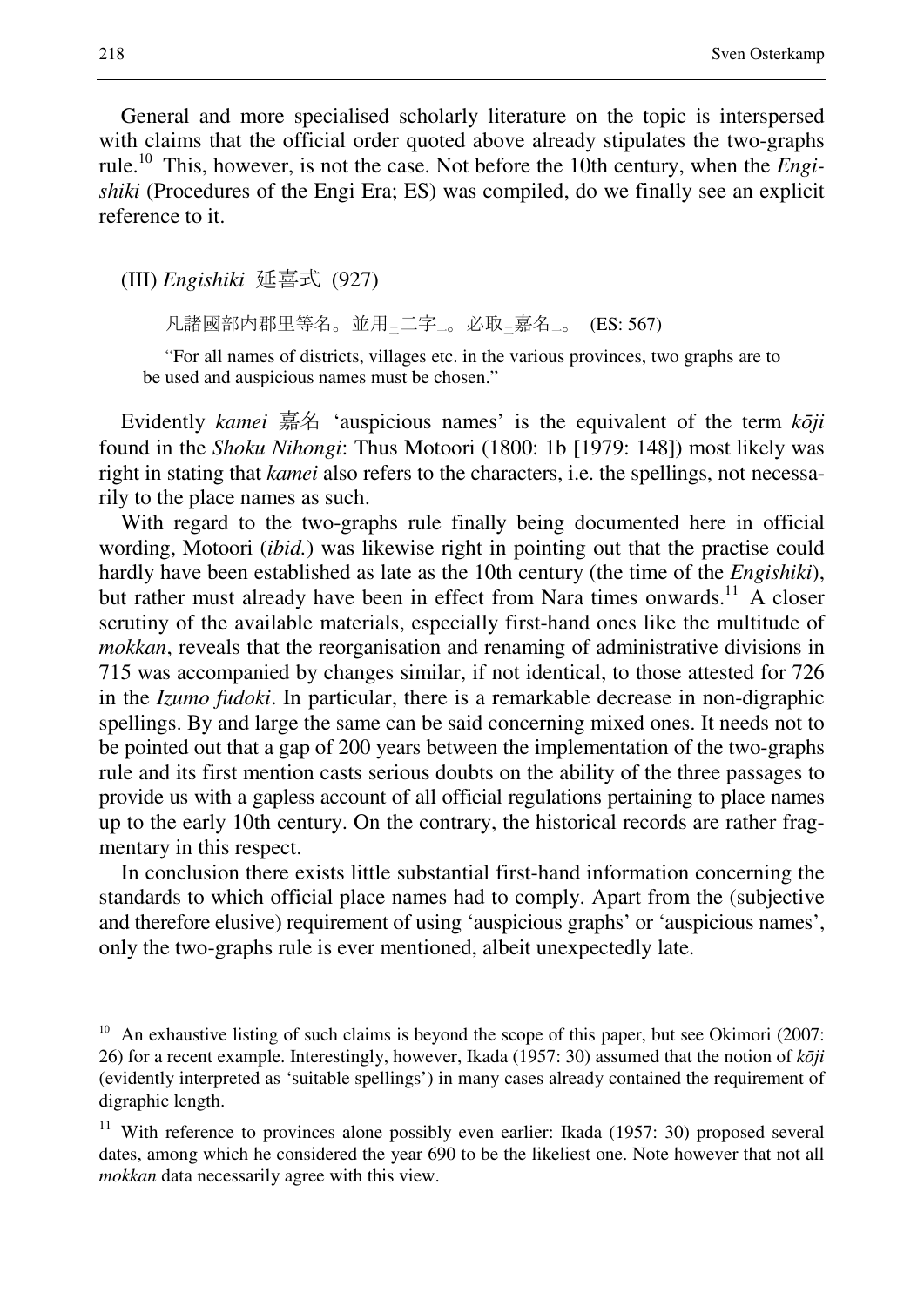General and more specialised scholarly literature on the topic is interspersed with claims that the official order quoted above already stipulates the two-graphs rule.[10] This, however, is not the case. Not before the 10th century, when the *Engishiki* (Procedures of the Engi Era; ES) was compiled, do we finally see an explicit reference to it.

(III) *Engishiki* 延喜式 (927)

> 凡諸國部内郡里等名。並用二字。必取嘉名。 (ES: 567)
>
> "For all names of districts, villages etc. in the various provinces, two graphs are to be used and auspicious names must be chosen."

Evidently *kamei* 嘉名 'auspicious names' is the equivalent of the term *kōji* found in the *Shoku Nihongi*: Thus Motoori (1800: 1b [1979: 148]) most likely was right in stating that *kamei* also refers to the characters, i.e. the spellings, not necessarily to the place names as such.

With regard to the two-graphs rule finally being documented here in official wording, Motoori (*ibid.*) was likewise right in pointing out that the practise could hardly have been established as late as the 10th century (the time of the *Engishiki*), but rather must already have been in effect from Nara times onwards.[11] A closer scrutiny of the available materials, especially first-hand ones like the multitude of *mokkan*, reveals that the reorganisation and renaming of administrative divisions in 715 was accompanied by changes similar, if not identical, to those attested for 726 in the *Izumo fudoki*. In particular, there is a remarkable decrease in non-digraphic spellings. By and large the same can be said concerning mixed ones. It needs not to be pointed out that a gap of 200 years between the implementation of the two-graphs rule and its first mention casts serious doubts on the ability of the three passages to provide us with a gapless account of all official regulations pertaining to place names up to the early 10th century. On the contrary, the historical records are rather fragmentary in this respect.

In conclusion there exists little substantial first-hand information concerning the standards to which official place names had to comply. Apart from the (subjective and therefore elusive) requirement of using 'auspicious graphs' or 'auspicious names', only the two-graphs rule is ever mentioned, albeit unexpectedly late.

---

[10] An exhaustive listing of such claims is beyond the scope of this paper, but see Okimori (2007: 26) for a recent example. Interestingly, however, Ikada (1957: 30) assumed that the notion of *kōji* (evidently interpreted as 'suitable spellings') in many cases already contained the requirement of digraphic length.

[11] With reference to provinces alone possibly even earlier: Ikada (1957: 30) proposed several dates, among which he considered the year 690 to be the likeliest one. Note however that not all *mokkan* data necessarily agree with this view.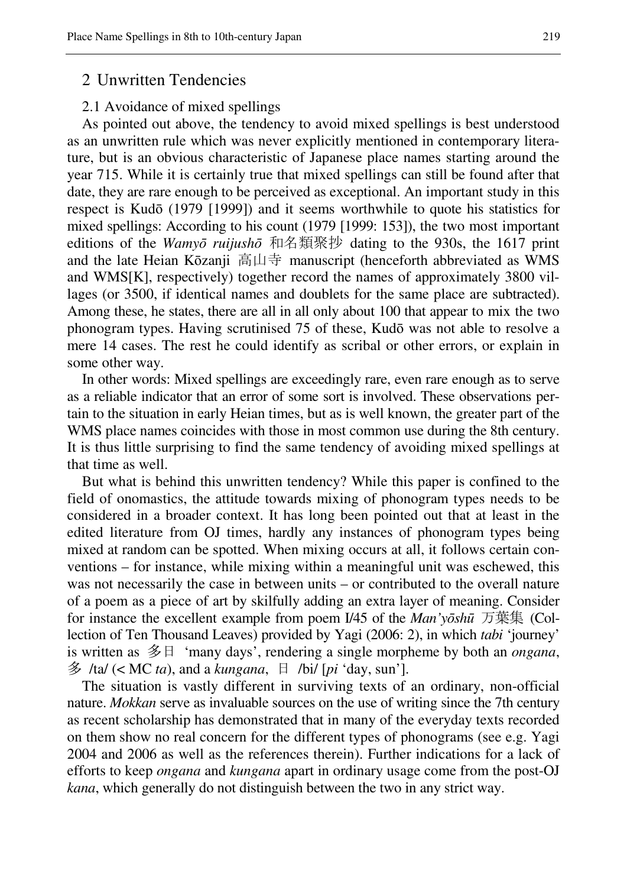## 2 Unwritten Tendencies

### 2.1 Avoidance of mixed spellings

As pointed out above, the tendency to avoid mixed spellings is best understood as an unwritten rule which was never explicitly mentioned in contemporary literature, but is an obvious characteristic of Japanese place names starting around the year 715. While it is certainly true that mixed spellings can still be found after that date, they are rare enough to be perceived as exceptional. An important study in this respect is Kudō (1979 [1999]) and it seems worthwhile to quote his statistics for mixed spellings: According to his count (1979 [1999: 153]), the two most important editions of the *Wamyō ruijushō* 和名類聚抄 dating to the 930s, the 1617 print and the late Heian Kōzanji 高山寺 manuscript (henceforth abbreviated as WMS and WMS[K], respectively) together record the names of approximately 3800 villages (or 3500, if identical names and doublets for the same place are subtracted). Among these, he states, there are all in all only about 100 that appear to mix the two phonogram types. Having scrutinised 75 of these, Kudō was not able to resolve a mere 14 cases. The rest he could identify as scribal or other errors, or explain in some other way.

In other words: Mixed spellings are exceedingly rare, even rare enough as to serve as a reliable indicator that an error of some sort is involved. These observations pertain to the situation in early Heian times, but as is well known, the greater part of the WMS place names coincides with those in most common use during the 8th century. It is thus little surprising to find the same tendency of avoiding mixed spellings at that time as well.

But what is behind this unwritten tendency? While this paper is confined to the field of onomastics, the attitude towards mixing of phonogram types needs to be considered in a broader context. It has long been pointed out that at least in the edited literature from OJ times, hardly any instances of phonogram types being mixed at random can be spotted. When mixing occurs at all, it follows certain conventions – for instance, while mixing within a meaningful unit was eschewed, this was not necessarily the case in between units – or contributed to the overall nature of a poem as a piece of art by skilfully adding an extra layer of meaning. Consider for instance the excellent example from poem I/45 of the *Man'yōshū* 万葉集 (Collection of Ten Thousand Leaves) provided by Yagi (2006: 2), in which *tabi* 'journey' is written as 多日 'many days', rendering a single morpheme by both an *ongana*, 多 /ta/ (< MC *ta*), and a *kungana*, 日 /bi/ [*pi* 'day, sun'].

The situation is vastly different in surviving texts of an ordinary, non-official nature. *Mokkan* serve as invaluable sources on the use of writing since the 7th century as recent scholarship has demonstrated that in many of the everyday texts recorded on them show no real concern for the different types of phonograms (see e.g. Yagi 2004 and 2006 as well as the references therein). Further indications for a lack of efforts to keep *ongana* and *kungana* apart in ordinary usage come from the post-OJ *kana*, which generally do not distinguish between the two in any strict way.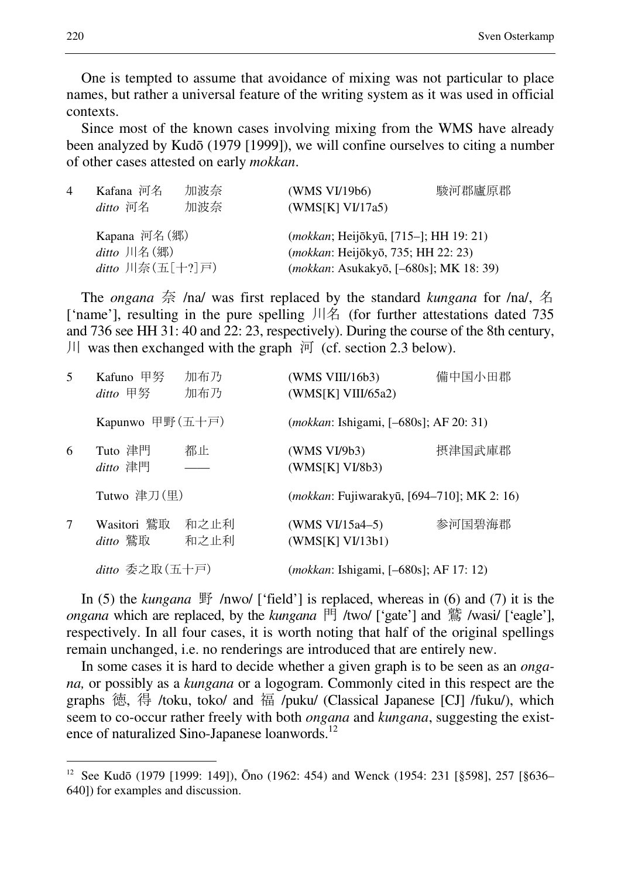One is tempted to assume that avoidance of mixing was not particular to place names, but rather a universal feature of the writing system as it was used in official contexts.

Since most of the known cases involving mixing from the WMS have already been analyzed by Kudō (1979 [1999]), we will confine ourselves to citing a number of other cases attested on early *mokkan*.

| | | | | |
|---|---|---|---|---|
| 4 | Kafana 河名 | 加波奈 | (WMS VI/19b6) | 駿河郡盧原郡 |
| | *ditto* 河名 | 加波奈 | (WMS[K] VI/17a5) | |
| | Kapana 河名(郷) | | (*mokkan*; Heijōkyū, [715–]; HH 19: 21) | |
| | *ditto* 川名(郷) | | (*mokkan*: Heijōkyō, 735; HH 22: 23) | |
| | *ditto* 川奈(五[十?]戸) | | (*mokkan*: Asukakyō, [–680s]; MK 18: 39) | |

The *ongana* 奈 /na/ was first replaced by the standard *kungana* for /na/, 名 ['name'], resulting in the pure spelling 川名 (for further attestations dated 735 and 736 see HH 31: 40 and 22: 23, respectively). During the course of the 8th century, 川 was then exchanged with the graph 河 (cf. section 2.3 below).

| | | | | |
|---|---|---|---|---|
| 5 | Kafuno 甲努 | 加布乃 | (WMS VIII/16b3) | 備中国小田郡 |
| | *ditto* 甲努 | 加布乃 | (WMS[K] VIII/65a2) | |
| | Kapunwo 甲野(五十戸) | | (*mokkan*: Ishigami, [–680s]; AF 20: 31) | |
| 6 | Tuto 津門 | 都止 | (WMS VI/9b3) | 摂津国武庫郡 |
| | *ditto* 津門 | —— | (WMS[K] VI/8b3) | |
| | Tutwo 津刀(里) | | (*mokkan*: Fujiwarakyū, [694–710]; MK 2: 16) | |
| 7 | Wasitori 鷲取 | 和之止利 | (WMS VI/15a4–5) | 参河国碧海郡 |
| | *ditto* 鷲取 | 和之止利 | (WMS[K] VI/13b1) | |
| | *ditto* 委之取(五十戸) | | (*mokkan*: Ishigami, [–680s]; AF 17: 12) | |

In (5) the *kungana* 野 /nwo/ ['field'] is replaced, whereas in (6) and (7) it is the *ongana* which are replaced, by the *kungana* 門 /two/ ['gate'] and 鷲 /wasi/ ['eagle'], respectively. In all four cases, it is worth noting that half of the original spellings remain unchanged, i.e. no renderings are introduced that are entirely new.

In some cases it is hard to decide whether a given graph is to be seen as an *ongana,* or possibly as a *kungana* or a logogram. Commonly cited in this respect are the graphs 徳, 得 /toku, toko/ and 福 /puku/ (Classical Japanese [CJ] /fuku/), which seem to co-occur rather freely with both *ongana* and *kungana*, suggesting the existence of naturalized Sino-Japanese loanwords.[12]

---

[12] See Kudō (1979 [1999: 149]), Ōno (1962: 454) and Wenck (1954: 231 [§598], 257 [§636–640]) for examples and discussion.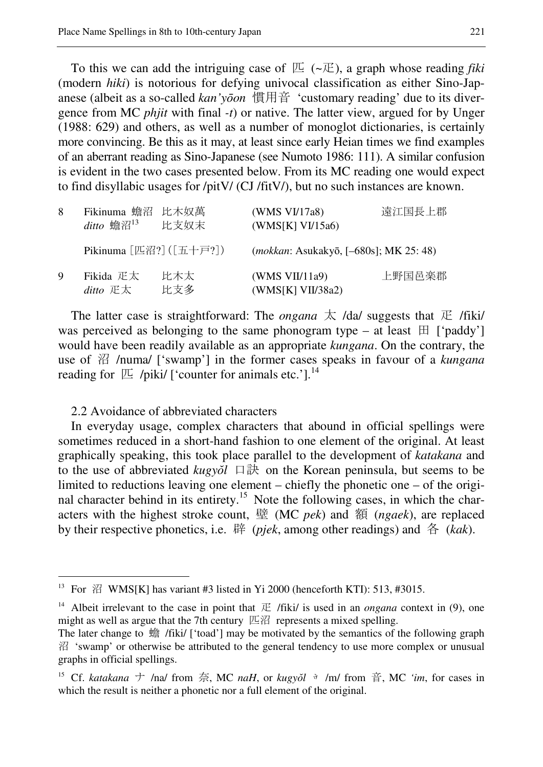To this we can add the intriguing case of 匹 (~疋), a graph whose reading *fiki* (modern *hiki*) is notorious for defying univocal classification as either Sino-Japanese (albeit as a so-called *kan'yōon* 慣用音 'customary reading' due to its divergence from MC *phjit* with final *-t*) or native. The latter view, argued for by Unger (1988: 629) and others, as well as a number of monoglot dictionaries, is certainly more convincing. Be this as it may, at least since early Heian times we find examples of an aberrant reading as Sino-Japanese (see Numoto 1986: 111). A similar confusion is evident in the two cases presented below. From its MC reading one would expect to find disyllabic usages for /pitV/ (CJ /fitV/), but no such instances are known.

| | | | | |
|---|---|---|---|---|
| 8 | Fikinuma 蟾沼 | 比木奴萬 | (WMS VI/17a8) | 遠江国長上郡 |
| | *ditto* 蟾沼[13] | 比支奴末 | (WMS[K] VI/15a6) | |
| | Pikinuma [匹沼?]([五十戸?]) | | (*mokkan*: Asukakyō, [–680s]; MK 25: 48) | |
| 9 | Fikida 疋太 | 比木太 | (WMS VII/11a9) | 上野国邑楽郡 |
| | *ditto* 疋太 | 比支多 | (WMS[K] VII/38a2) | |

The latter case is straightforward: The *ongana* 太 /da/ suggests that 疋 /fiki/ was perceived as belonging to the same phonogram type – at least 田 ['paddy'] would have been readily available as an appropriate *kungana*. On the contrary, the use of 沼 /numa/ ['swamp'] in the former cases speaks in favour of a *kungana* reading for 匹 /piki/ ['counter for animals etc.'].[14]

### 2.2 Avoidance of abbreviated characters

In everyday usage, complex characters that abound in official spellings were sometimes reduced in a short-hand fashion to one element of the original. At least graphically speaking, this took place parallel to the development of *katakana* and to the use of abbreviated *kugyŏl* 口訣 on the Korean peninsula, but seems to be limited to reductions leaving one element – chiefly the phonetic one – of the original character behind in its entirety.[15] Note the following cases, in which the characters with the highest stroke count, 壁 (MC *pek*) and 額 (*ngaek*), are replaced by their respective phonetics, i.e. 辟 (*pjek*, among other readings) and 各 (*kak*).

---

[13] For 沼 WMS[K] has variant #3 listed in Yi 2000 (henceforth KTI): 513, #3015.

[14] Albeit irrelevant to the case in point that 疋 /fiki/ is used in an *ongana* context in (9), one might as well as argue that the 7th century 匹沼 represents a mixed spelling.
The later change to 蟾 /fiki/ ['toad'] may be motivated by the semantics of the following graph 沼 'swamp' or otherwise be attributed to the general tendency to use more complex or unusual graphs in official spellings.

[15] Cf. *katakana* ナ /na/ from 奈, MC *naH*, or *kugyŏl* ㆍ /m/ from 音, MC *'im*, for cases in which the result is neither a phonetic nor a full element of the original.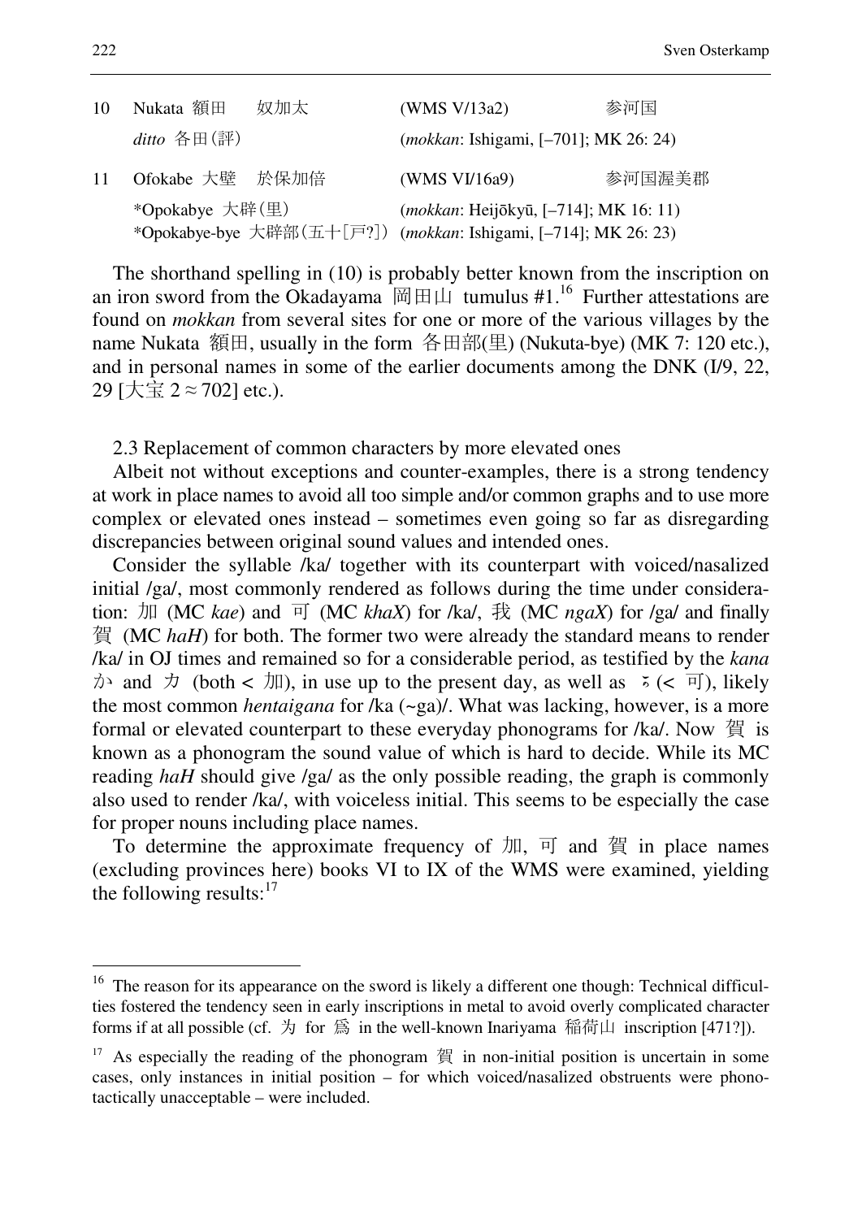| | | | | |
|---|---|---|---|---|
| 10 | Nukata 額田 | 奴加太 | (WMS V/13a2) | 参河国 |
| | *ditto* 各田(評) | | (*mokkan*: Ishigami, [–701]; MK 26: 24) | |
| 11 | Ofokabe 大壁 | 於保加倍 | (WMS VI/16a9) | 参河国渥美郡 |
| | *Opokabye 大辟(里) | | (*mokkan*: Heijōkyū, [–714]; MK 16: 11) | |
| | *Opokabye-bye 大辟部(五十[戸?]) | | (*mokkan*: Ishigami, [–714]; MK 26: 23) | |

The shorthand spelling in (10) is probably better known from the inscription on an iron sword from the Okadayama 岡田山 tumulus #1.[16] Further attestations are found on *mokkan* from several sites for one or more of the various villages by the name Nukata 額田, usually in the form 各田部(里) (Nukuta-bye) (MK 7: 120 etc.), and in personal names in some of the earlier documents among the DNK (I/9, 22, 29 [大宝 2 ≈ 702] etc.).

### 2.3 Replacement of common characters by more elevated ones

Albeit not without exceptions and counter-examples, there is a strong tendency at work in place names to avoid all too simple and/or common graphs and to use more complex or elevated ones instead – sometimes even going so far as disregarding discrepancies between original sound values and intended ones.

Consider the syllable /ka/ together with its counterpart with voiced/nasalized initial /ga/, most commonly rendered as follows during the time under consideration: 加 (MC *kae*) and 可 (MC *khaX*) for /ka/, 我 (MC *ngaX*) for /ga/ and finally 賀 (MC *haH*) for both. The former two were already the standard means to render /ka/ in OJ times and remained so for a considerable period, as testified by the *kana* か and カ (both < 加), in use up to the present day, as well as 𛀙 (< 可), likely the most common *hentaigana* for /ka (~ga)/. What was lacking, however, is a more formal or elevated counterpart to these everyday phonograms for /ka/. Now 賀 is known as a phonogram the sound value of which is hard to decide. While its MC reading *haH* should give /ga/ as the only possible reading, the graph is commonly also used to render /ka/, with voiceless initial. This seems to be especially the case for proper nouns including place names.

To determine the approximate frequency of 加, 可 and 賀 in place names (excluding provinces here) books VI to IX of the WMS were examined, yielding the following results:[17]

---

[16] The reason for its appearance on the sword is likely a different one though: Technical difficulties fostered the tendency seen in early inscriptions in metal to avoid overly complicated character forms if at all possible (cf. 为 for 爲 in the well-known Inariyama 稲荷山 inscription [471?]).

[17] As especially the reading of the phonogram 賀 in non-initial position is uncertain in some cases, only instances in initial position – for which voiced/nasalized obstruents were phonotactically unacceptable – were included.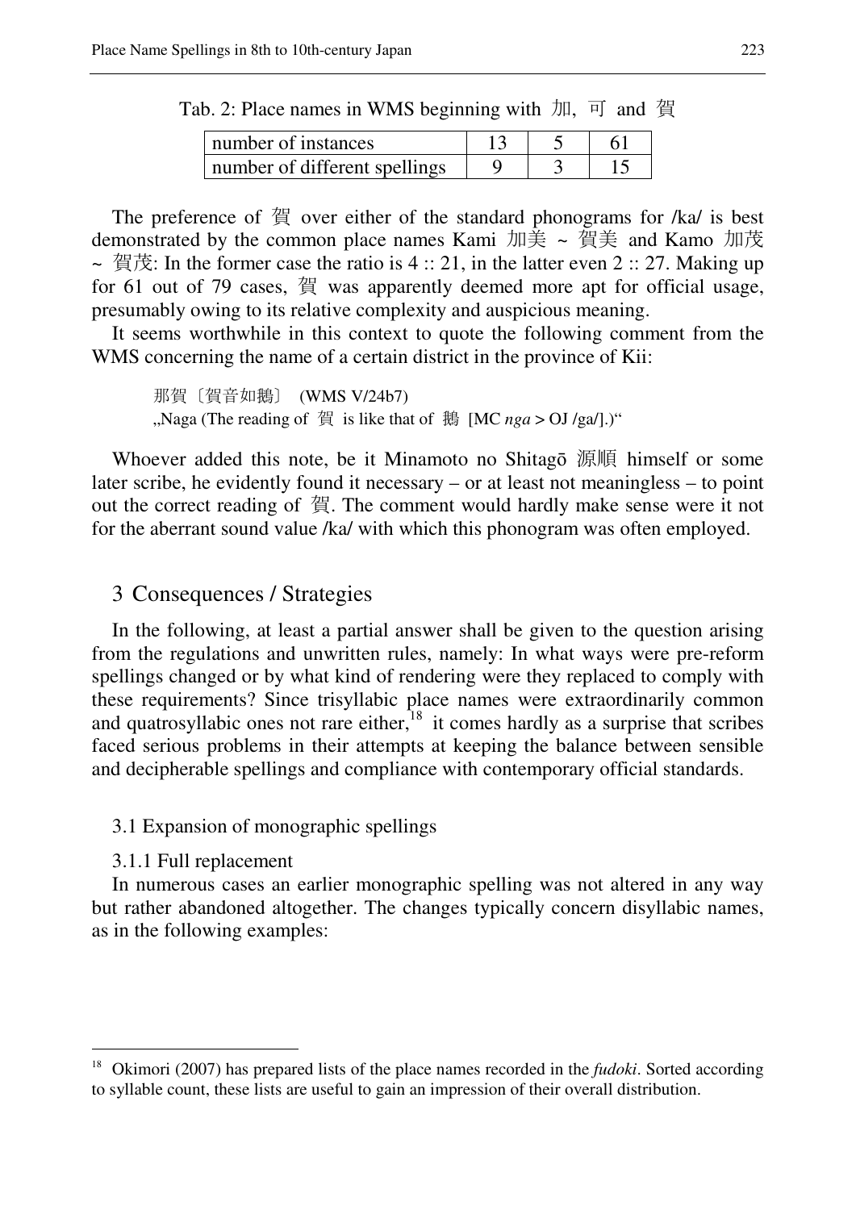Tab. 2: Place names in WMS beginning with 加, 可 and 賀

| number of instances | 13 | 5 | 61 |
|---|---|---|---|
| number of different spellings | 9 | 3 | 15 |

The preference of 賀 over either of the standard phonograms for /ka/ is best demonstrated by the common place names Kami 加美 ~ 賀美 and Kamo 加茂 ~ 賀茂: In the former case the ratio is 4 :: 21, in the latter even 2 :: 27. Making up for 61 out of 79 cases, 賀 was apparently deemed more apt for official usage, presumably owing to its relative complexity and auspicious meaning.

It seems worthwhile in this context to quote the following comment from the WMS concerning the name of a certain district in the province of Kii:

> 那賀〔賀音如鵝〕 (WMS V/24b7)
> „Naga (The reading of 賀 is like that of 鵝 [MC *nga* > OJ /ga/].)“

Whoever added this note, be it Minamoto no Shitagō 源順 himself or some later scribe, he evidently found it necessary – or at least not meaningless – to point out the correct reading of 賀. The comment would hardly make sense were it not for the aberrant sound value /ka/ with which this phonogram was often employed.

## 3 Consequences / Strategies

In the following, at least a partial answer shall be given to the question arising from the regulations and unwritten rules, namely: In what ways were pre-reform spellings changed or by what kind of rendering were they replaced to comply with these requirements? Since trisyllabic place names were extraordinarily common and quatrosyllabic ones not rare either,[18] it comes hardly as a surprise that scribes faced serious problems in their attempts at keeping the balance between sensible and decipherable spellings and compliance with contemporary official standards.

### 3.1 Expansion of monographic spellings

#### 3.1.1 Full replacement

In numerous cases an earlier monographic spelling was not altered in any way but rather abandoned altogether. The changes typically concern disyllabic names, as in the following examples:

[18] Okimori (2007) has prepared lists of the place names recorded in the *fudoki*. Sorted according to syllable count, these lists are useful to gain an impression of their overall distribution.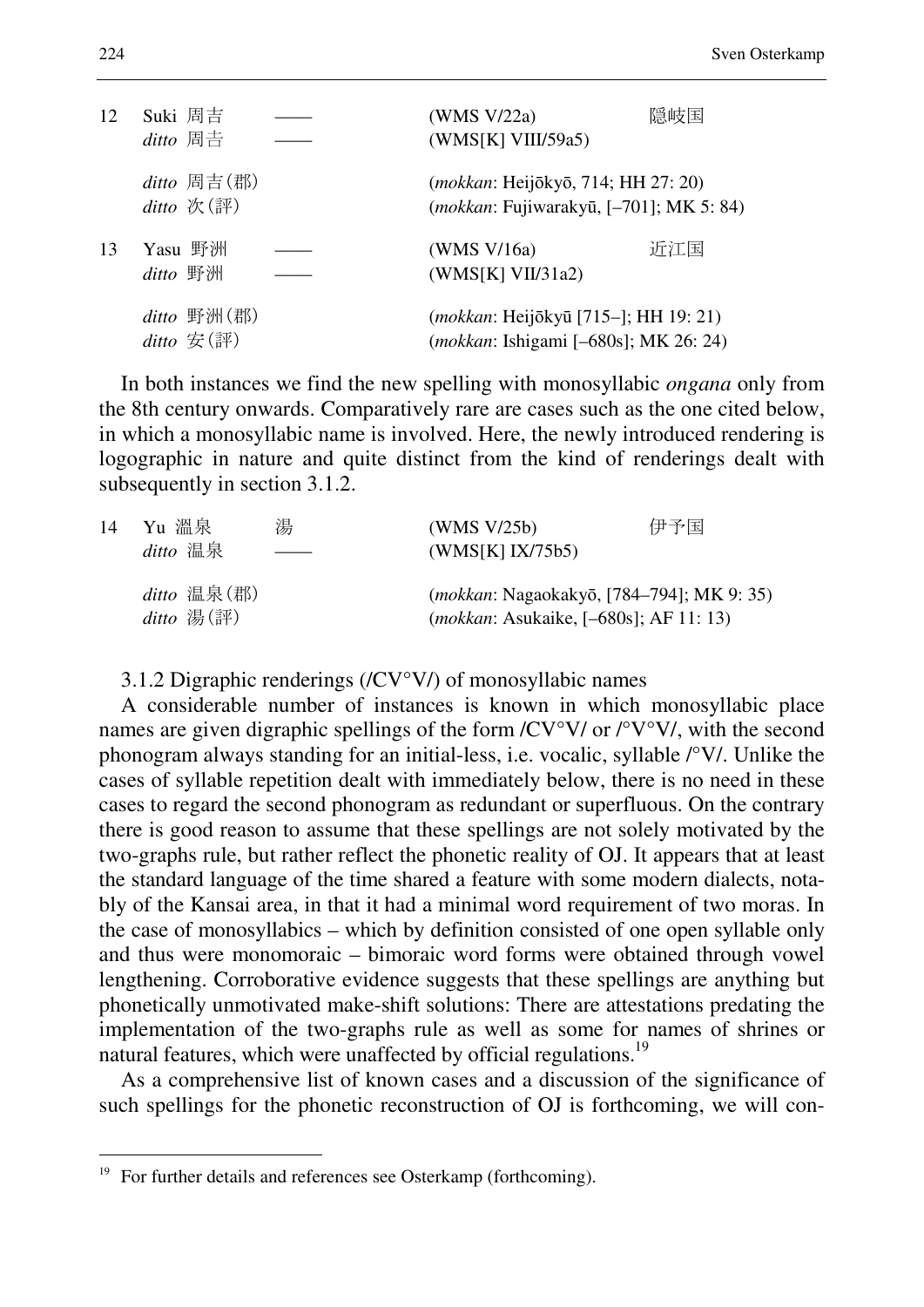| | | | | |
|---|---|---|---|---|
| 12 | Suki 周吉 | —— | (WMS V/22a) | 隠岐国 |
| | *ditto* 周吉 | —— | (WMS[K] VIII/59a5) | |
| | *ditto* 周吉(郡) | | (*mokkan*: Heijōkyō, 714; HH 27: 20) | |
| | *ditto* 次(評) | | (*mokkan*: Fujiwarakyū, [–701]; MK 5: 84) | |
| 13 | Yasu 野洲 | —— | (WMS V/16a) | 近江国 |
| | *ditto* 野洲 | —— | (WMS[K] VII/31a2) | |
| | *ditto* 野洲(郡) | | (*mokkan*: Heijōkyū [715–]; HH 19: 21) | |
| | *ditto* 安(評) | | (*mokkan*: Ishigami [–680s]; MK 26: 24) | |

In both instances we find the new spelling with monosyllabic *ongana* only from the 8th century onwards. Comparatively rare are cases such as the one cited below, in which a monosyllabic name is involved. Here, the newly introduced rendering is logographic in nature and quite distinct from the kind of renderings dealt with subsequently in section 3.1.2.

| | | | | |
|---|---|---|---|---|
| 14 | Yu 溫泉 | 湯 | (WMS V/25b) | 伊予国 |
| | *ditto* 温泉 | —— | (WMS[K] IX/75b5) | |
| | *ditto* 温泉(郡) | | (*mokkan*: Nagaokakyō, [784–794]; MK 9: 35) | |
| | *ditto* 湯(評) | | (*mokkan*: Asukaike, [–680s]; AF 11: 13) | |

### 3.1.2 Digraphic renderings (/CV°V/) of monosyllabic names

A considerable number of instances is known in which monosyllabic place names are given digraphic spellings of the form /CV°V/ or /°V°V/, with the second phonogram always standing for an initial-less, i.e. vocalic, syllable /°V/. Unlike the cases of syllable repetition dealt with immediately below, there is no need in these cases to regard the second phonogram as redundant or superfluous. On the contrary there is good reason to assume that these spellings are not solely motivated by the two-graphs rule, but rather reflect the phonetic reality of OJ. It appears that at least the standard language of the time shared a feature with some modern dialects, notably of the Kansai area, in that it had a minimal word requirement of two moras. In the case of monosyllabics – which by definition consisted of one open syllable only and thus were monomoraic – bimoraic word forms were obtained through vowel lengthening. Corroborative evidence suggests that these spellings are anything but phonetically unmotivated make-shift solutions: There are attestations predating the implementation of the two-graphs rule as well as some for names of shrines or natural features, which were unaffected by official regulations.[19]

As a comprehensive list of known cases and a discussion of the significance of such spellings for the phonetic reconstruction of OJ is forthcoming, we will con-

[19] For further details and references see Osterkamp (forthcoming).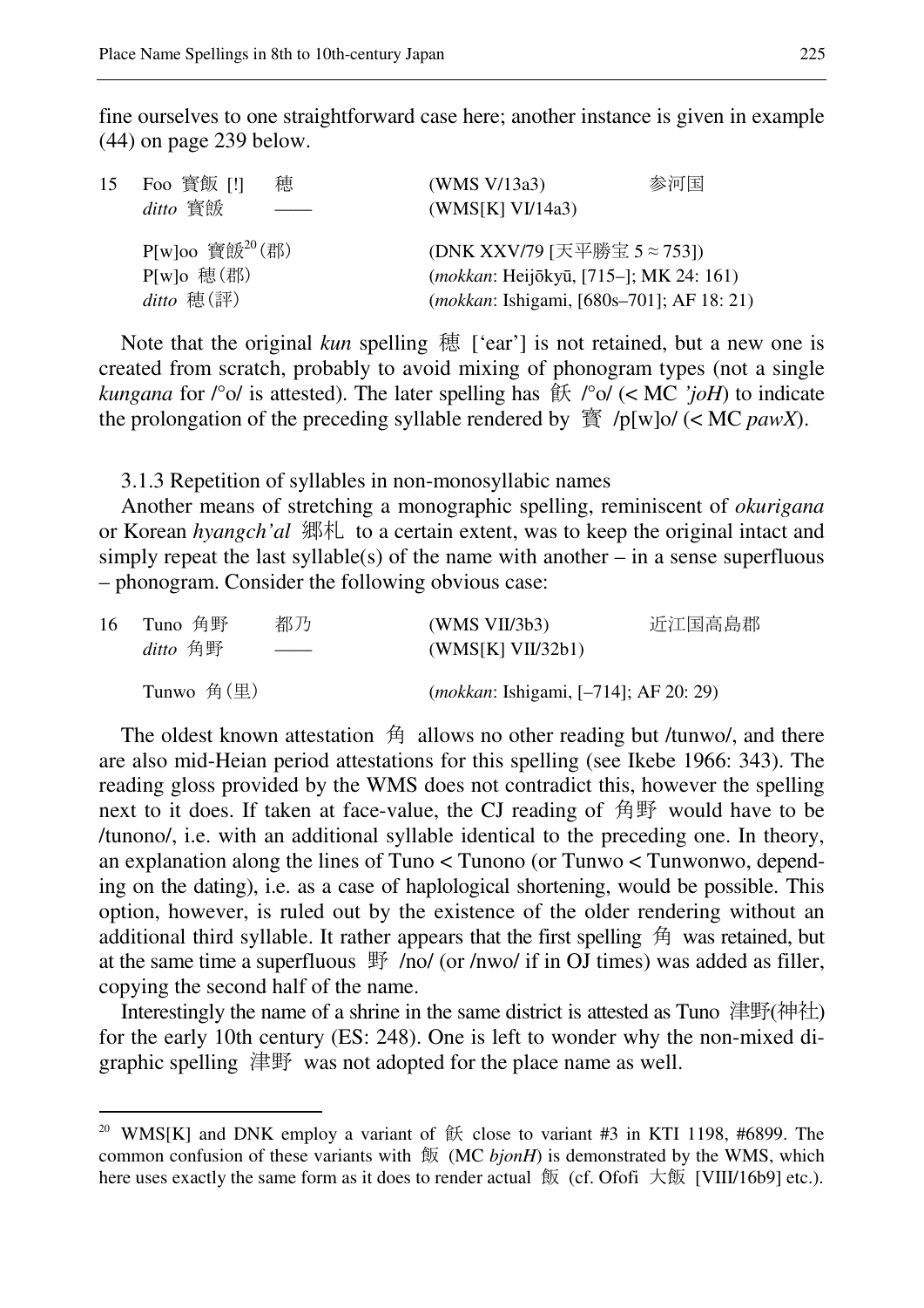fine ourselves to one straightforward case here; another instance is given in example (44) on page 239 below.

| 15 | Foo 賓飯 [!] | 穂 | (WMS V/13a3) | 参河国 |
|---|---|---|---|---|
| | *ditto* 賓餕 | —— | (WMS[K] VI/14a3) | |
| | P[w]oo 賓餕[20] (郡) | | (DNK XXV/79 [天平勝宝 5 ≈ 753]) | |
| | P[w]o 穂(郡) | | (*mokkan*: Heijōkyū, [715–]; MK 24: 161) | |
| | *ditto* 穂(評) | | (*mokkan*: Ishigami, [680s–701]; AF 18: 21) | |

Note that the original *kun* spelling 穂 ['ear'] is not retained, but a new one is created from scratch, probably to avoid mixing of phonogram types (not a single *kungana* for /°o/ is attested). The later spelling has 餕 /°o/ (< MC *'joH*) to indicate the prolongation of the preceding syllable rendered by 賓 /p[w]o/ (< MC *pawX*).

3.1.3 Repetition of syllables in non-monosyllabic names

Another means of stretching a monographic spelling, reminiscent of *okurigana* or Korean *hyangch'al* 郷札 to a certain extent, was to keep the original intact and simply repeat the last syllable(s) of the name with another – in a sense superfluous – phonogram. Consider the following obvious case:

| 16 | Tuno 角野 | 都乃 | (WMS VII/3b3) | 近江国高島郡 |
|---|---|---|---|---|
| | *ditto* 角野 | —— | (WMS[K] VII/32b1) | |
| | Tunwo 角(里) | | (*mokkan*: Ishigami, [–714]; AF 20: 29) | |

The oldest known attestation 角 allows no other reading but /tunwo/, and there are also mid-Heian period attestations for this spelling (see Ikebe 1966: 343). The reading gloss provided by the WMS does not contradict this, however the spelling next to it does. If taken at face-value, the CJ reading of 角野 would have to be /tunono/, i.e. with an additional syllable identical to the preceding one. In theory, an explanation along the lines of Tuno < Tunono (or Tunwo < Tunwonwo, depending on the dating), i.e. as a case of haplological shortening, would be possible. This option, however, is ruled out by the existence of the older rendering without an additional third syllable. It rather appears that the first spelling 角 was retained, but at the same time a superfluous 野 /no/ (or /nwo/ if in OJ times) was added as filler, copying the second half of the name.

Interestingly the name of a shrine in the same district is attested as Tuno 津野(神社) for the early 10th century (ES: 248). One is left to wonder why the non-mixed digraphic spelling 津野 was not adopted for the place name as well.

---

[20] WMS[K] and DNK employ a variant of 餕 close to variant #3 in KTI 1198, #6899. The common confusion of these variants with 飯 (MC *bjonH*) is demonstrated by the WMS, which here uses exactly the same form as it does to render actual 飯 (cf. Ofofi 大飯 [VIII/16b9] etc.).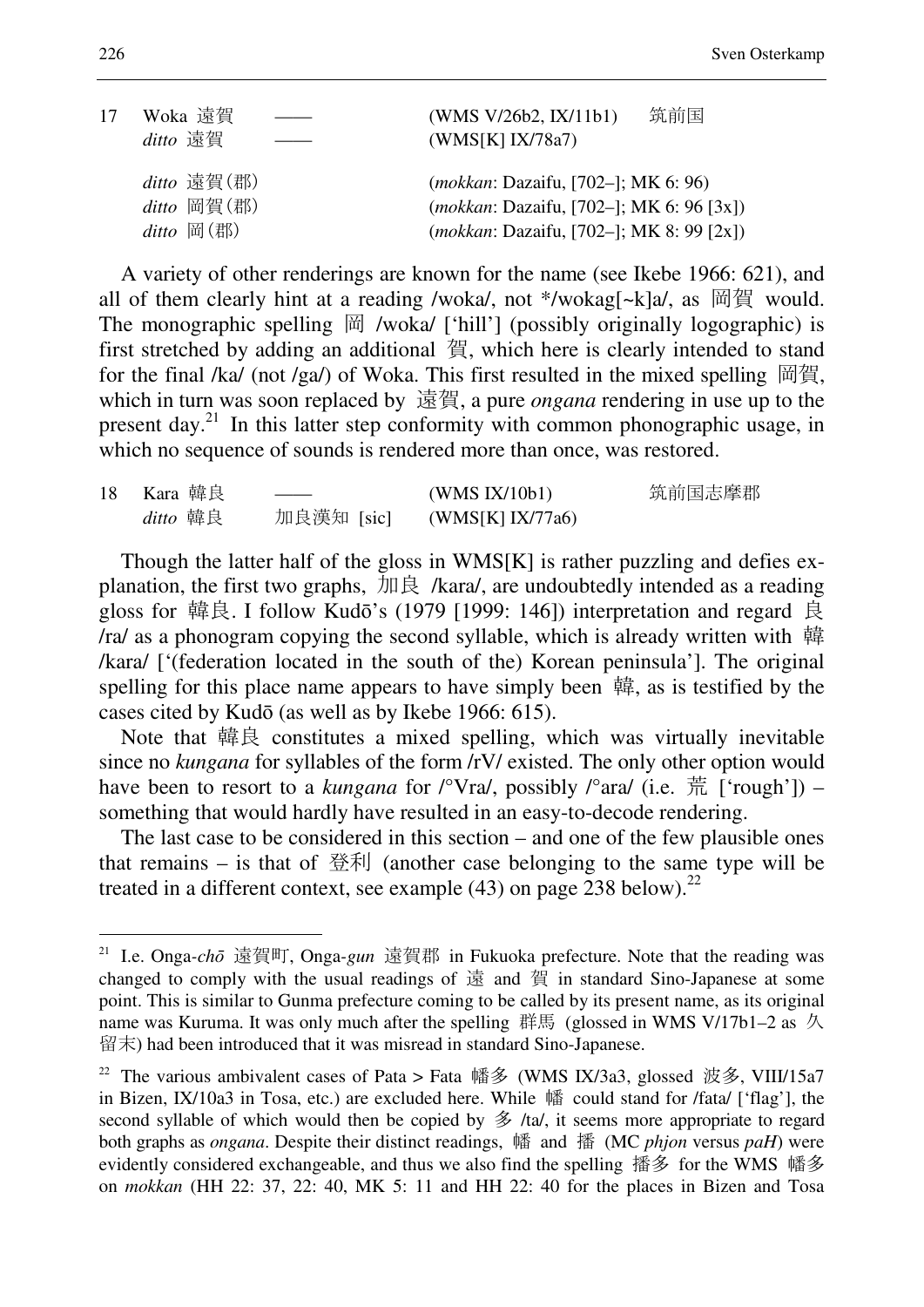| 17 | Woka 遠賀 | —— | (WMS V/26b2, IX/11b1) | 筑前国 |
|---|---|---|---|---|
| | *ditto* 遠賀 | —— | (WMS[K] IX/78a7) | |
| | *ditto* 遠賀(郡) | | (*mokkan*: Dazaifu, [702–]; MK 6: 96) | |
| | *ditto* 岡賀(郡) | | (*mokkan*: Dazaifu, [702–]; MK 6: 96 [3x]) | |
| | *ditto* 岡(郡) | | (*mokkan*: Dazaifu, [702–]; MK 8: 99 [2x]) | |

A variety of other renderings are known for the name (see Ikebe 1966: 621), and all of them clearly hint at a reading /woka/, not */wokag[~k]a/, as 岡賀 would. The monographic spelling 岡 /woka/ ['hill'] (possibly originally logographic) is first stretched by adding an additional 賀, which here is clearly intended to stand for the final /ka/ (not /ga/) of Woka. This first resulted in the mixed spelling 岡賀, which in turn was soon replaced by 遠賀, a pure *ongana* rendering in use up to the present day.[21] In this latter step conformity with common phonographic usage, in which no sequence of sounds is rendered more than once, was restored.

| 18 | Kara 韓良 | —— | (WMS IX/10b1) | 筑前国志摩郡 |
|---|---|---|---|---|
| | *ditto* 韓良 | 加良漢知 [sic] | (WMS[K] IX/77a6) | |

Though the latter half of the gloss in WMS[K] is rather puzzling and defies explanation, the first two graphs, 加良 /kara/, are undoubtedly intended as a reading gloss for 韓良. I follow Kudō's (1979 [1999: 146]) interpretation and regard 良 /ra/ as a phonogram copying the second syllable, which is already written with 韓 /kara/ ['(federation located in the south of the) Korean peninsula']. The original spelling for this place name appears to have simply been 韓, as is testified by the cases cited by Kudō (as well as by Ikebe 1966: 615).

Note that 韓良 constitutes a mixed spelling, which was virtually inevitable since no *kungana* for syllables of the form /rV/ existed. The only other option would have been to resort to a *kungana* for /°Vra/, possibly /°ara/ (i.e. 荒 ['rough']) – something that would hardly have resulted in an easy-to-decode rendering.

The last case to be considered in this section – and one of the few plausible ones that remains – is that of 登利 (another case belonging to the same type will be treated in a different context, see example (43) on page 238 below).[22]

---

[21] I.e. Onga-*chō* 遠賀町, Onga-*gun* 遠賀郡 in Fukuoka prefecture. Note that the reading was changed to comply with the usual readings of 遠 and 賀 in standard Sino-Japanese at some point. This is similar to Gunma prefecture coming to be called by its present name, as its original name was Kuruma. It was only much after the spelling 群馬 (glossed in WMS V/17b1–2 as 久留末) had been introduced that it was misread in standard Sino-Japanese.

[22] The various ambivalent cases of Pata > Fata 幡多 (WMS IX/3a3, glossed 波多, VIII/15a7 in Bizen, IX/10a3 in Tosa, etc.) are excluded here. While 幡 could stand for /fata/ ['flag'], the second syllable of which would then be copied by 多 /ta/, it seems more appropriate to regard both graphs as *ongana*. Despite their distinct readings, 幡 and 播 (MC *phjon* versus *paH*) were evidently considered exchangeable, and thus we also find the spelling 播多 for the WMS 幡多 on *mokkan* (HH 22: 37, 22: 40, MK 5: 11 and HH 22: 40 for the places in Bizen and Tosa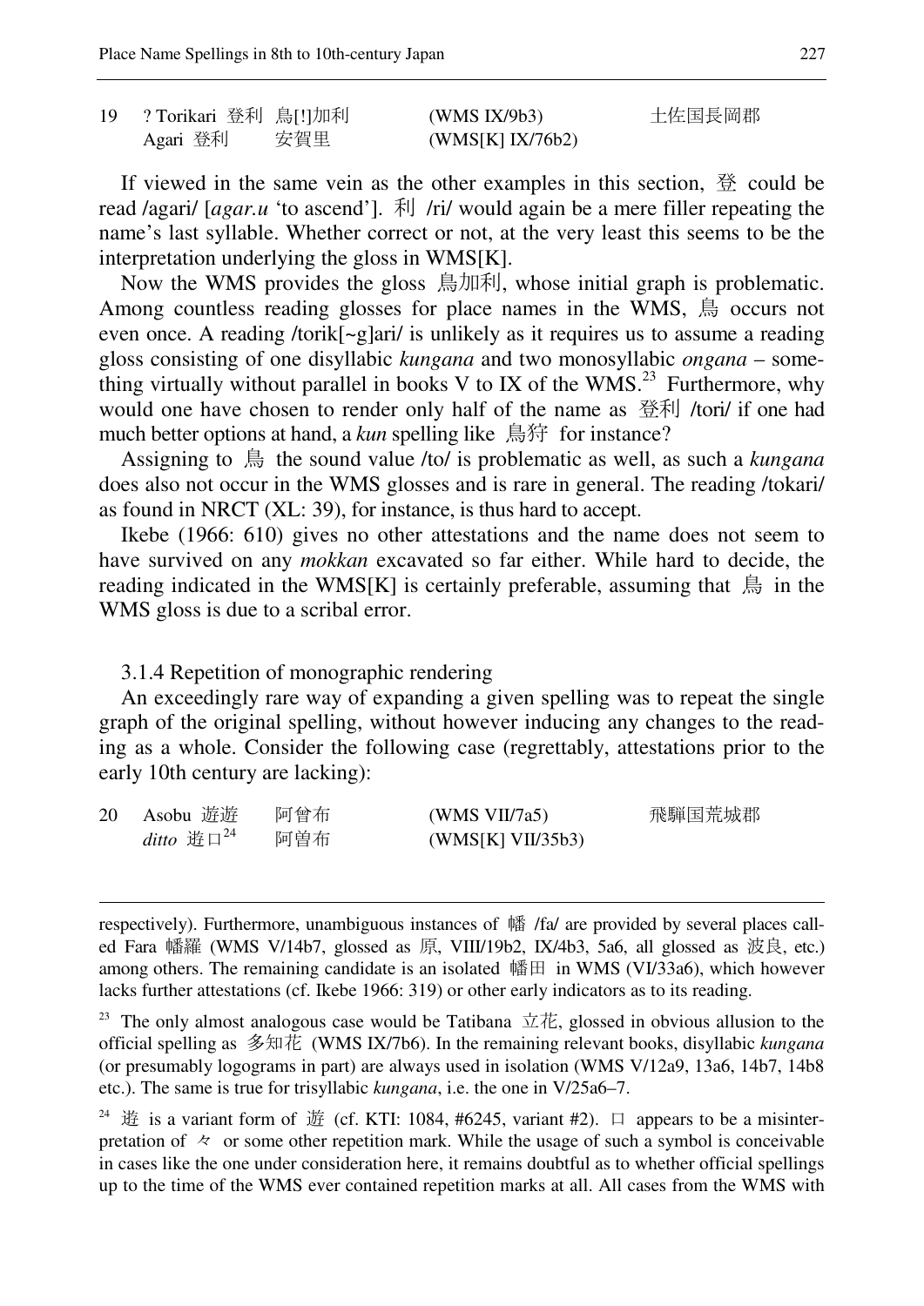| 19 | ? Torikari 登利 | 鳥[!]加利 | (WMS IX/9b3) | 土佐国長岡郡 |
|---|---|---|---|---|
| | Agari 登利 | 安賀里 | (WMS[K] IX/76b2) | |

If viewed in the same vein as the other examples in this section, 登 could be read /agari/ [*agar.u* 'to ascend']. 利 /ri/ would again be a mere filler repeating the name's last syllable. Whether correct or not, at the very least this seems to be the interpretation underlying the gloss in WMS[K].

Now the WMS provides the gloss 鳥加利, whose initial graph is problematic. Among countless reading glosses for place names in the WMS, 鳥 occurs not even once. A reading /torik[~g]ari/ is unlikely as it requires us to assume a reading gloss consisting of one disyllabic *kungana* and two monosyllabic *ongana* – something virtually without parallel in books V to IX of the WMS.[23] Furthermore, why would one have chosen to render only half of the name as 登利 /tori/ if one had much better options at hand, a *kun* spelling like 鳥狩 for instance?

Assigning to 鳥 the sound value /to/ is problematic as well, as such a *kungana* does also not occur in the WMS glosses and is rare in general. The reading /tokari/ as found in NRCT (XL: 39), for instance, is thus hard to accept.

Ikebe (1966: 610) gives no other attestations and the name does not seem to have survived on any *mokkan* excavated so far either. While hard to decide, the reading indicated in the WMS[K] is certainly preferable, assuming that 鳥 in the WMS gloss is due to a scribal error.

#### 3.1.4 Repetition of monographic rendering

An exceedingly rare way of expanding a given spelling was to repeat the single graph of the original spelling, without however inducing any changes to the reading as a whole. Consider the following case (regrettably, attestations prior to the early 10th century are lacking):

| 20 | Asobu 遊遊 | 阿曾布 | (WMS VII/7a5) | 飛騨国荒城郡 |
|---|---|---|---|---|
| | *ditto* 遊口[24] | 阿曽布 | (WMS[K] VII/35b3) | |

respectively). Furthermore, unambiguous instances of 幡 /fa/ are provided by several places called Fara 幡羅 (WMS V/14b7, glossed as 原, VIII/19b2, IX/4b3, 5a6, all glossed as 波良, etc.) among others. The remaining candidate is an isolated 幡田 in WMS (VI/33a6), which however lacks further attestations (cf. Ikebe 1966: 319) or other early indicators as to its reading.

[23] The only almost analogous case would be Tatibana 立花, glossed in obvious allusion to the official spelling as 多知花 (WMS IX/7b6). In the remaining relevant books, disyllabic *kungana* (or presumably logograms in part) are always used in isolation (WMS V/12a9, 13a6, 14b7, 14b8 etc.). The same is true for trisyllabic *kungana*, i.e. the one in V/25a6–7.

[24] 遊 is a variant form of 遊 (cf. KTI: 1084, #6245, variant #2). 口 appears to be a misinterpretation of 々 or some other repetition mark. While the usage of such a symbol is conceivable in cases like the one under consideration here, it remains doubtful as to whether official spellings up to the time of the WMS ever contained repetition marks at all. All cases from the WMS with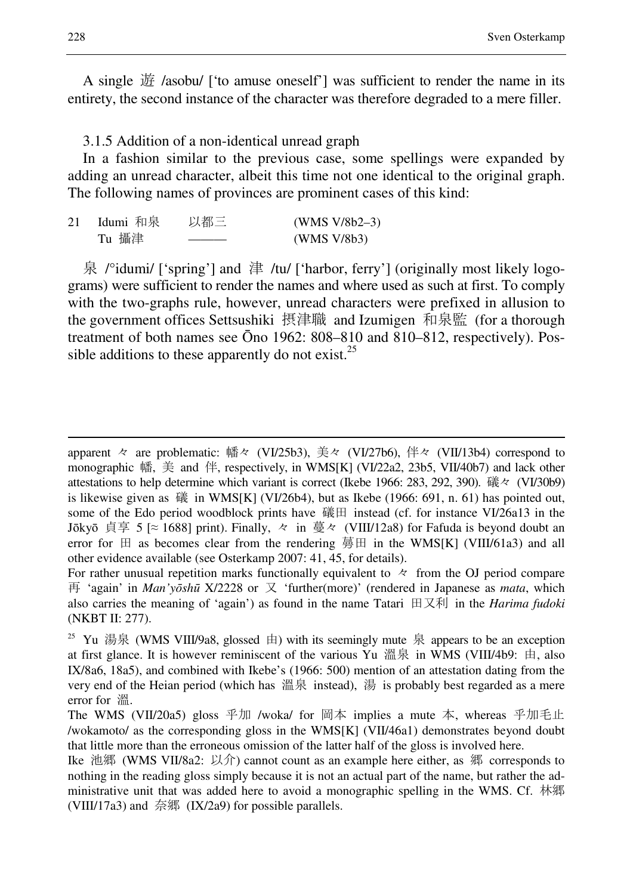A single 遊 /asobu/ ['to amuse oneself'] was sufficient to render the name in its entirety, the second instance of the character was therefore degraded to a mere filler.

### 3.1.5 Addition of a non-identical unread graph

In a fashion similar to the previous case, some spellings were expanded by adding an unread character, albeit this time not one identical to the original graph. The following names of provinces are prominent cases of this kind:

| 21 | Idumi 和泉 | 以都三 | (WMS V/8b2–3) |
|---|---|---|---|
| | Tu 攝津 | ——— | (WMS V/8b3) |

泉 /°idumi/ ['spring'] and 津 /tu/ ['harbor, ferry'] (originally most likely logograms) were sufficient to render the names and where used as such at first. To comply with the two-graphs rule, however, unread characters were prefixed in allusion to the government offices Settsushiki 摂津職 and Izumigen 和泉監 (for a thorough treatment of both names see Ōno 1962: 808–810 and 810–812, respectively). Possible additions to these apparently do not exist.[25]

---

apparent 々 are problematic: 幡々 (VI/25b3), 美々 (VI/27b6), 伴々 (VII/13b4) correspond to monographic 幡, 美 and 伴, respectively, in WMS[K] (VI/22a2, 23b5, VII/40b7) and lack other attestations to help determine which variant is correct (Ikebe 1966: 283, 292, 390). 礒々 (VI/30b9) is likewise given as 礒 in WMS[K] (VI/26b4), but as Ikebe (1966: 691, n. 61) has pointed out, some of the Edo period woodblock prints have 礒田 instead (cf. for instance VI/26a13 in the Jōkyō 貞享 5 [≈ 1688] print). Finally, 々 in 蔓々 (VIII/12a8) for Fafuda is beyond doubt an error for 田 as becomes clear from the rendering 蒡田 in the WMS[K] (VIII/61a3) and all other evidence available (see Osterkamp 2007: 41, 45, for details).

For rather unusual repetition marks functionally equivalent to 々 from the OJ period compare 再 'again' in *Man'yōshū* X/2228 or 又 'further(more)' (rendered in Japanese as *mata*, which also carries the meaning of 'again') as found in the name Tatari 田又利 in the *Harima fudoki* (NKBT II: 277).

[25] Yu 湯泉 (WMS VIII/9a8, glossed 由) with its seemingly mute 泉 appears to be an exception at first glance. It is however reminiscent of the various Yu 温泉 in WMS (VIII/4b9: 由, also IX/8a6, 18a5), and combined with Ikebe's (1966: 500) mention of an attestation dating from the very end of the Heian period (which has 温泉 instead), 湯 is probably best regarded as a mere error for 温.

The WMS (VII/20a5) gloss 乎加 /woka/ for 岡本 implies a mute 本, whereas 乎加毛止 /wokamoto/ as the corresponding gloss in the WMS[K] (VII/46a1) demonstrates beyond doubt that little more than the erroneous omission of the latter half of the gloss is involved here.

Ike 池郷 (WMS VII/8a2: 以介) cannot count as an example here either, as 郷 corresponds to nothing in the reading gloss simply because it is not an actual part of the name, but rather the administrative unit that was added here to avoid a monographic spelling in the WMS. Cf. 林郷 (VIII/17a3) and 奈郷 (IX/2a9) for possible parallels.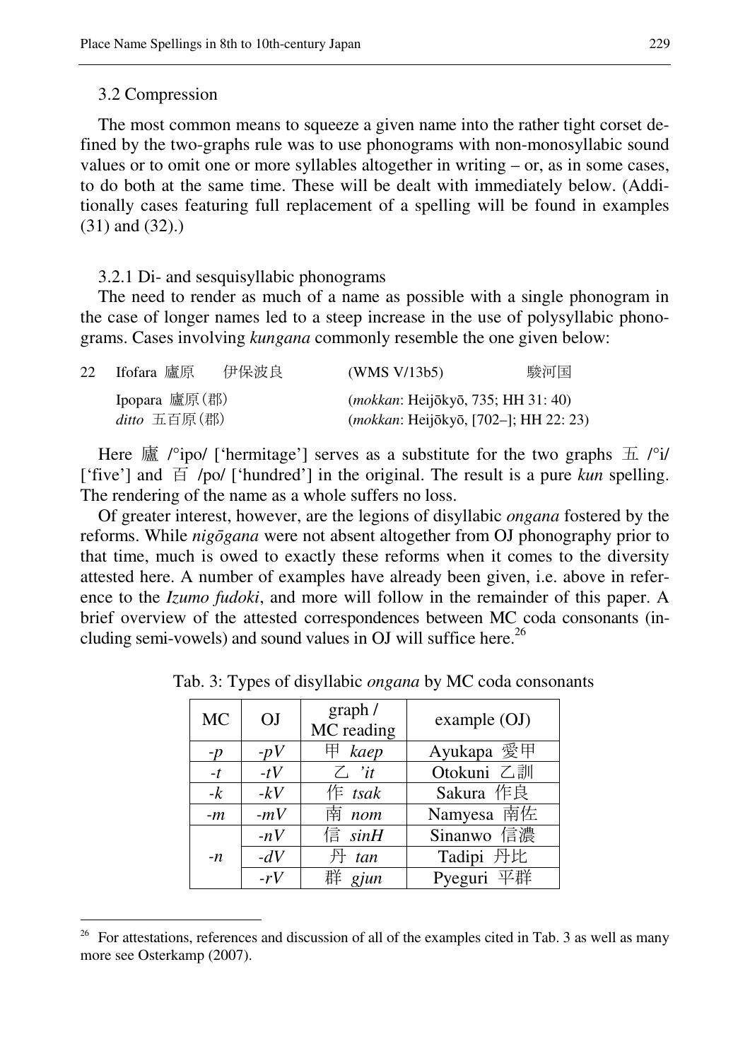### 3.2 Compression

The most common means to squeeze a given name into the rather tight corset defined by the two-graphs rule was to use phonograms with non-monosyllabic sound values or to omit one or more syllables altogether in writing – or, as in some cases, to do both at the same time. These will be dealt with immediately below. (Additionally cases featuring full replacement of a spelling will be found in examples (31) and (32).)

#### 3.2.1 Di- and sesquisyllabic phonograms

The need to render as much of a name as possible with a single phonogram in the case of longer names led to a steep increase in the use of polysyllabic phonograms. Cases involving *kungana* commonly resemble the one given below:

| 22 | Ifofara 廬原 伊保波良 | (WMS V/13b5) | 駿河国 |
|---|---|---|---|
| | Ipopara 廬原(郡) | (*mokkan*: Heijōkyō, 735; HH 31: 40) | |
| | *ditto* 五百原(郡) | (*mokkan*: Heijōkyō, [702–]; HH 22: 23) | |

Here 廬 /°ipo/ ['hermitage'] serves as a substitute for the two graphs 五 /°i/ ['five'] and 百 /po/ ['hundred'] in the original. The result is a pure *kun* spelling. The rendering of the name as a whole suffers no loss.

Of greater interest, however, are the legions of disyllabic *ongana* fostered by the reforms. While *nigōgana* were not absent altogether from OJ phonography prior to that time, much is owed to exactly these reforms when it comes to the diversity attested here. A number of examples have already been given, i.e. above in reference to the *Izumo fudoki*, and more will follow in the remainder of this paper. A brief overview of the attested correspondences between MC coda consonants (including semi-vowels) and sound values in OJ will suffice here.[26]

Tab. 3: Types of disyllabic *ongana* by MC coda consonants

| MC | OJ | graph / MC reading | example (OJ) |
|---|---|---|---|
| *-p* | *-pV* | 甲 *kaep* | Ayukapa 愛甲 |
| *-t* | *-tV* | 乙 *'it* | Otokuni 乙訓 |
| *-k* | *-kV* | 作 *tsak* | Sakura 作良 |
| *-m* | *-mV* | 南 *nom* | Namyesa 南佐 |
| *-n* | *-nV* | 信 *sinH* | Sinanwo 信濃 |
| | *-dV* | 丹 *tan* | Tadipi 丹比 |
| | *-rV* | 群 *gjun* | Pyeguri 平群 |

[26] For attestations, references and discussion of all of the examples cited in Tab. 3 as well as many more see Osterkamp (2007).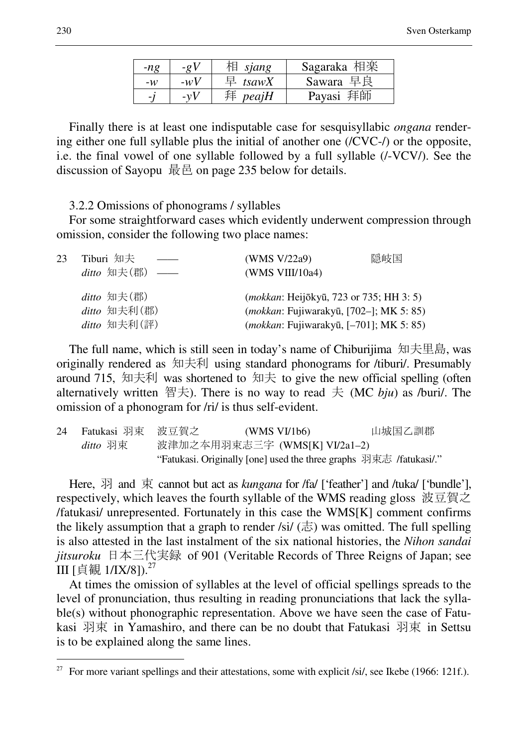| -ng | -gV | 相 *sjang* | Sagaraka 相楽 |
|---|---|---|---|
| -w | -wV | 早 *tsawX* | Sawara 早良 |
| -j | -yV | 拜 *peajH* | Payasi 拜師 |

Finally there is at least one indisputable case for sesquisyllabic *ongana* rendering either one full syllable plus the initial of another one (/CVC-/) or the opposite, i.e. the final vowel of one syllable followed by a full syllable (/-VCV/). See the discussion of Sayopu 最邑 on page 235 below for details.

3.2.2 Omissions of phonograms / syllables

For some straightforward cases which evidently underwent compression through omission, consider the following two place names:

| 23 | Tiburi 知夫 | —— | (WMS V/22a9) | 隠岐国 |
|---|---|---|---|---|
| | *ditto* 知夫(郡) | —— | (WMS VIII/10a4) | |
| | *ditto* 知夫(郡) | | (*mokkan*: Heijōkyū, 723 or 735; HH 3: 5) | |
| | *ditto* 知夫利(郡) | | (*mokkan*: Fujiwarakyū, [702–]; MK 5: 85) | |
| | *ditto* 知夫利(評) | | (*mokkan*: Fujiwarakyū, [–701]; MK 5: 85) | |

The full name, which is still seen in today's name of Chiburijima 知夫里島, was originally rendered as 知夫利 using standard phonograms for /tiburi/. Presumably around 715, 知夫利 was shortened to 知夫 to give the new official spelling (often alternatively written 智夫). There is no way to read 夫 (MC *bju*) as /buri/. The omission of a phonogram for /ri/ is thus self-evident.

| 24 | Fatukasi 羽束 | 波豆賀之 | (WMS VI/1b6) | 山城国乙訓郡 |
|---|---|---|---|---|
| | *ditto* 羽束 | 波津加之本用羽束志三字 (WMS[K] VI/2a1–2) | | |
| | | "Fatukasi. Originally [one] used the three graphs 羽束志 /fatukasi/." | | |

Here, 羽 and 束 cannot but act as *kungana* for /fa/ ['feather'] and /tuka/ ['bundle'], respectively, which leaves the fourth syllable of the WMS reading gloss 波豆賀之 /fatukasi/ unrepresented. Fortunately in this case the WMS[K] comment confirms the likely assumption that a graph to render /si/ (志) was omitted. The full spelling is also attested in the last instalment of the six national histories, the *Nihon sandai jitsuroku* 日本三代実録 of 901 (Veritable Records of Three Reigns of Japan; see III [貞観 1/IX/8]).[27]

At times the omission of syllables at the level of official spellings spreads to the level of pronunciation, thus resulting in reading pronunciations that lack the syllable(s) without phonographic representation. Above we have seen the case of Fatukasi 羽束 in Yamashiro, and there can be no doubt that Fatukasi 羽束 in Settsu is to be explained along the same lines.

[27] For more variant spellings and their attestations, some with explicit /si/, see Ikebe (1966: 121f.).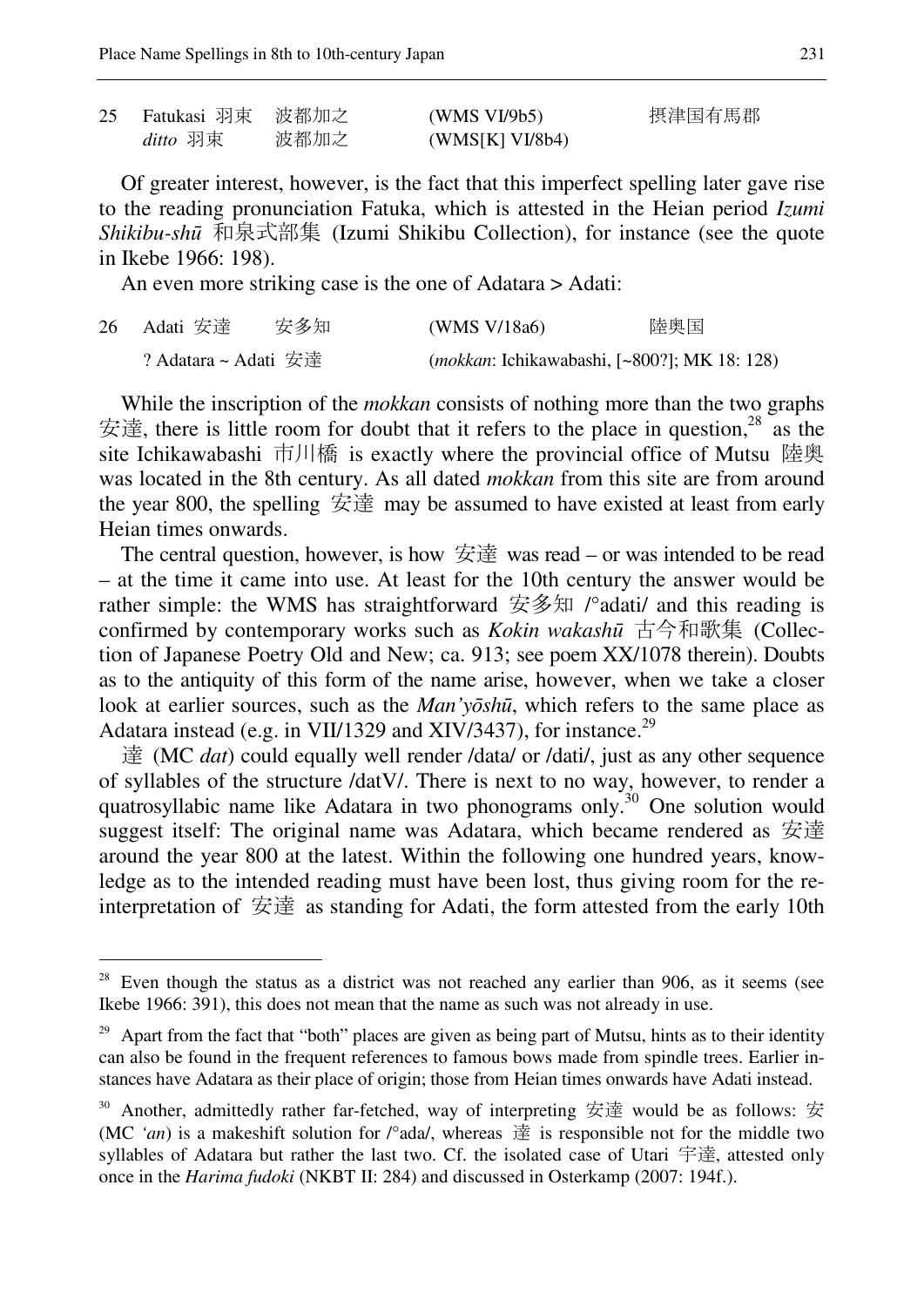| 25 | Fatukasi 羽束 | 波都加之 | (WMS VI/9b5) | 摂津国有馬郡 |
|---|---|---|---|---|
| | *ditto* 羽束 | 波都加之 | (WMS[K] VI/8b4) | |

Of greater interest, however, is the fact that this imperfect spelling later gave rise to the reading pronunciation Fatuka, which is attested in the Heian period *Izumi Shikibu-shū* 和泉式部集 (Izumi Shikibu Collection), for instance (see the quote in Ikebe 1966: 198).

An even more striking case is the one of Adatara > Adati:

| 26 | Adati 安達 | 安多知 | (WMS V/18a6) | 陸奥国 |
|---|---|---|---|---|
| | ? Adatara ~ Adati 安達 | | (*mokkan*: Ichikawabashi, [~800?]; MK 18: 128) | |

While the inscription of the *mokkan* consists of nothing more than the two graphs 安達, there is little room for doubt that it refers to the place in question,[28] as the site Ichikawabashi 市川橋 is exactly where the provincial office of Mutsu 陸奥 was located in the 8th century. As all dated *mokkan* from this site are from around the year 800, the spelling 安達 may be assumed to have existed at least from early Heian times onwards.

The central question, however, is how 安達 was read – or was intended to be read – at the time it came into use. At least for the 10th century the answer would be rather simple: the WMS has straightforward 安多知 /°adati/ and this reading is confirmed by contemporary works such as *Kokin wakashū* 古今和歌集 (Collection of Japanese Poetry Old and New; ca. 913; see poem XX/1078 therein). Doubts as to the antiquity of this form of the name arise, however, when we take a closer look at earlier sources, such as the *Man'yōshū*, which refers to the same place as Adatara instead (e.g. in VII/1329 and XIV/3437), for instance.[29]

達 (MC *dat*) could equally well render /data/ or /dati/, just as any other sequence of syllables of the structure /datV/. There is next to no way, however, to render a quatrosyllabic name like Adatara in two phonograms only.[30] One solution would suggest itself: The original name was Adatara, which became rendered as 安達 around the year 800 at the latest. Within the following one hundred years, knowledge as to the intended reading must have been lost, thus giving room for the reinterpretation of 安達 as standing for Adati, the form attested from the early 10th

---

[28] Even though the status as a district was not reached any earlier than 906, as it seems (see Ikebe 1966: 391), this does not mean that the name as such was not already in use.

[29] Apart from the fact that "both" places are given as being part of Mutsu, hints as to their identity can also be found in the frequent references to famous bows made from spindle trees. Earlier instances have Adatara as their place of origin; those from Heian times onwards have Adati instead.

[30] Another, admittedly rather far-fetched, way of interpreting 安達 would be as follows: 安 (MC *'an*) is a makeshift solution for /°ada/, whereas 達 is responsible not for the middle two syllables of Adatara but rather the last two. Cf. the isolated case of Utari 宇達, attested only once in the *Harima fudoki* (NKBT II: 284) and discussed in Osterkamp (2007: 194f.).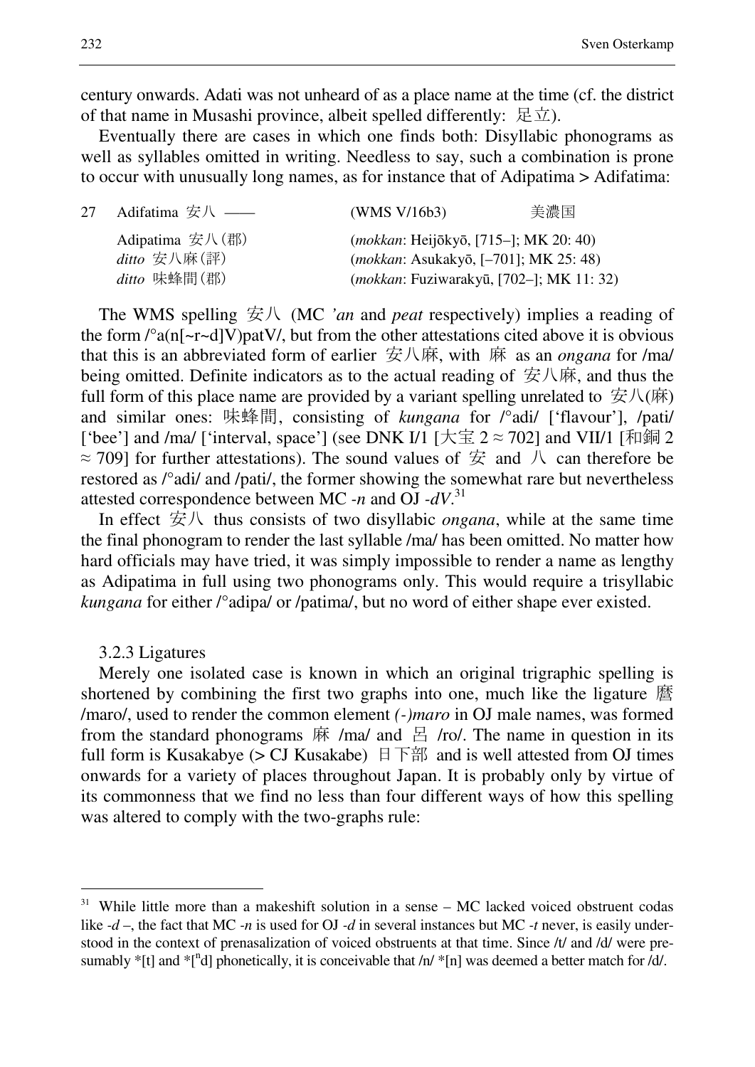century onwards. Adati was not unheard of as a place name at the time (cf. the district of that name in Musashi province, albeit spelled differently: 足立).

Eventually there are cases in which one finds both: Disyllabic phonograms as well as syllables omitted in writing. Needless to say, such a combination is prone to occur with unusually long names, as for instance that of Adipatima > Adifatima:

| 27 | Adifatima 安八 —— | (WMS V/16b3) | 美濃国 |
|---|---|---|---|
| | Adipatima 安八(郡) | (*mokkan*: Heijōkyō, [715–]; MK 20: 40) | |
| | *ditto* 安八麻(評) | (*mokkan*: Asukakyō, [–701]; MK 25: 48) | |
| | *ditto* 味蜂間(郡) | (*mokkan*: Fuziwarakyū, [702–]; MK 11: 32) | |

The WMS spelling 安八 (MC *’an* and *peat* respectively) implies a reading of the form /°a(n[~r~d]V)patV/, but from the other attestations cited above it is obvious that this is an abbreviated form of earlier 安八麻, with 麻 as an *ongana* for /ma/ being omitted. Definite indicators as to the actual reading of 安八麻, and thus the full form of this place name are provided by a variant spelling unrelated to 安八(麻) and similar ones: 味蜂間, consisting of *kungana* for /°adi/ [‘flavour’], /pati/ [‘bee’] and /ma/ [‘interval, space’] (see DNK I/1 [大宝 2 ≈ 702] and VII/1 [和銅 2 ≈ 709] for further attestations). The sound values of 安 and 八 can therefore be restored as /°adi/ and /pati/, the former showing the somewhat rare but nevertheless attested correspondence between MC *-n* and OJ *-dV*.[31]

In effect 安八 thus consists of two disyllabic *ongana*, while at the same time the final phonogram to render the last syllable /ma/ has been omitted. No matter how hard officials may have tried, it was simply impossible to render a name as lengthy as Adipatima in full using two phonograms only. This would require a trisyllabic *kungana* for either /°adipa/ or /patima/, but no word of either shape ever existed.

### 3.2.3 Ligatures

Merely one isolated case is known in which an original trigraphic spelling is shortened by combining the first two graphs into one, much like the ligature 麿 /maro/, used to render the common element *(-)maro* in OJ male names, was formed from the standard phonograms 麻 /ma/ and 呂 /ro/. The name in question in its full form is Kusakabye (> CJ Kusakabe) 日下部 and is well attested from OJ times onwards for a variety of places throughout Japan. It is probably only by virtue of its commonness that we find no less than four different ways of how this spelling was altered to comply with the two-graphs rule:

---

[31] While little more than a makeshift solution in a sense – MC lacked voiced obstruent codas like *-d* –, the fact that MC *-n* is used for OJ *-d* in several instances but MC *-t* never, is easily understood in the context of prenasalization of voiced obstruents at that time. Since /t/ and /d/ were presumably *[t] and *[ⁿd] phonetically, it is conceivable that /n/ *[n] was deemed a better match for /d/.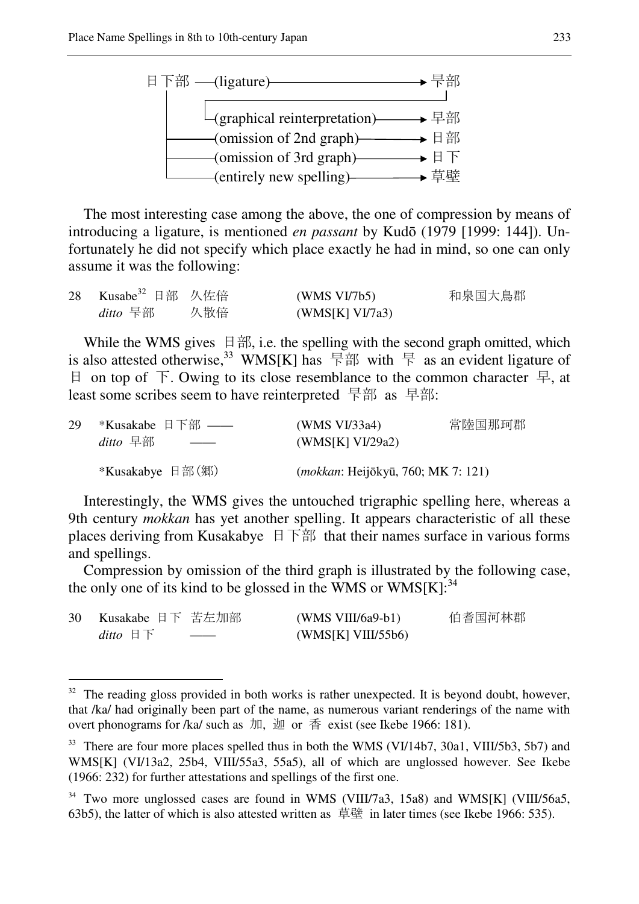```
日下部 ──(ligature)──────────────→ 𣇃部
  │                                   │
  │    └(graphical reinterpretation)──→ 早部
  ├──(omission of 2nd graph)───────→ 日部
  ├──(omission of 3rd graph)───────→ 日下
  └──(entirely new spelling)───────→ 草壁
```

The most interesting case among the above, the one of compression by means of introducing a ligature, is mentioned *en passant* by Kudō (1979 [1999: 144]). Unfortunately he did not specify which place exactly he had in mind, so one can only assume it was the following:

| | | | | |
|---|---|---|---|---|
| 28 | Kusabe[32] 日部 | 久佐倍 | (WMS VI/7b5) | 和泉国大鳥郡 |
| | *ditto* 𣇃部 | 久散倍 | (WMS[K] VI/7a3) | |

While the WMS gives 日部, i.e. the spelling with the second graph omitted, which is also attested otherwise,[33] WMS[K] has 𣇃部 with 𣇃 as an evident ligature of 日 on top of 下. Owing to its close resemblance to the common character 早, at least some scribes seem to have reinterpreted 𣇃部 as 早部:

| | | | | |
|---|---|---|---|---|
| 29 | *Kusakabe 日下部 | —— | (WMS VI/33a4) | 常陸国那珂郡 |
| | *ditto* 早部 | —— | (WMS[K] VI/29a2) | |
| | *Kusakabye 日部(郷) | | (*mokkan*: Heijōkyū, 760; MK 7: 121) | |

Interestingly, the WMS gives the untouched trigraphic spelling here, whereas a 9th century *mokkan* has yet another spelling. It appears characteristic of all these places deriving from Kusakabye 日下部 that their names surface in various forms and spellings.

Compression by omission of the third graph is illustrated by the following case, the only one of its kind to be glossed in the WMS or WMS[K]:[34]

| | | | | |
|---|---|---|---|---|
| 30 | Kusakabe 日下 | 苦左加部 | (WMS VIII/6a9-b1) | 伯耆国河林郡 |
| | *ditto* 日下 | —— | (WMS[K] VIII/55b6) | |

---

[32] The reading gloss provided in both works is rather unexpected. It is beyond doubt, however, that /ka/ had originally been part of the name, as numerous variant renderings of the name with overt phonograms for /ka/ such as 加, 迦 or 香 exist (see Ikebe 1966: 181).

[33] There are four more places spelled thus in both the WMS (VI/14b7, 30a1, VIII/5b3, 5b7) and WMS[K] (VI/13a2, 25b4, VIII/55a3, 55a5), all of which are unglossed however. See Ikebe (1966: 232) for further attestations and spellings of the first one.

[34] Two more unglossed cases are found in WMS (VIII/7a3, 15a8) and WMS[K] (VIII/56a5, 63b5), the latter of which is also attested written as 草壁 in later times (see Ikebe 1966: 535).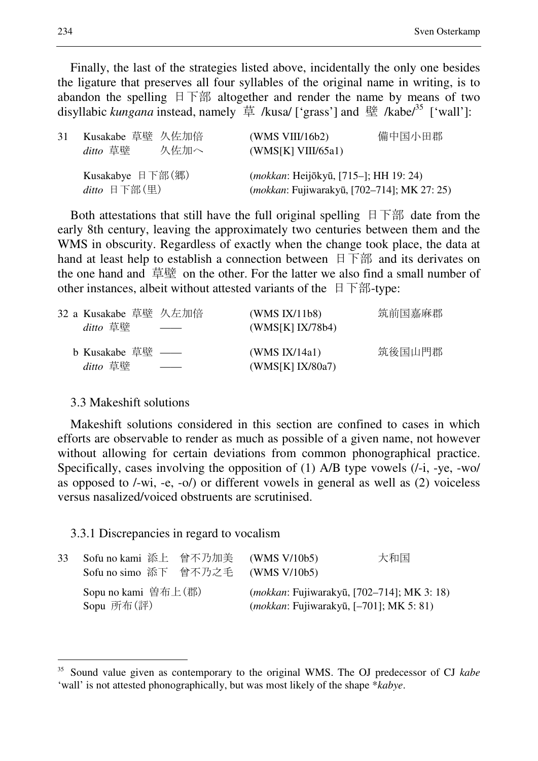Finally, the last of the strategies listed above, incidentally the only one besides the ligature that preserves all four syllables of the original name in writing, is to abandon the spelling 日下部 altogether and render the name by means of two disyllabic *kungana* instead, namely 草 /kusa/ ['grass'] and 壁 /kabe/[35] ['wall']:

| 31 | Kusakabe 草壁 久佐加倍 | (WMS VIII/16b2) | 備中国小田郡 |
|---|---|---|---|
| | *ditto* 草壁 久佐加へ | (WMS[K] VIII/65a1) | |
| | Kusakabye 日下部(郷) | (*mokkan*: Heijōkyū, [715–]; HH 19: 24) | |
| | *ditto* 日下部(里) | (*mokkan*: Fujiwarakyū, [702–714]; MK 27: 25) | |

Both attestations that still have the full original spelling 日下部 date from the early 8th century, leaving the approximately two centuries between them and the WMS in obscurity. Regardless of exactly when the change took place, the data at hand at least help to establish a connection between 日下部 and its derivates on the one hand and 草壁 on the other. For the latter we also find a small number of other instances, albeit without attested variants of the 日下部-type:

| 32 | a Kusakabe 草壁 久左加倍 | (WMS IX/11b8) | 筑前国嘉麻郡 |
|---|---|---|---|
| | *ditto* 草壁 —— | (WMS[K] IX/78b4) | |
| | b Kusakabe 草壁 —— | (WMS IX/14a1) | 筑後国山門郡 |
| | *ditto* 草壁 —— | (WMS[K] IX/80a7) | |

### 3.3 Makeshift solutions

Makeshift solutions considered in this section are confined to cases in which efforts are observable to render as much as possible of a given name, not however without allowing for certain deviations from common phonographical practice. Specifically, cases involving the opposition of (1) A/B type vowels (/-i, -ye, -wo/ as opposed to /-wi, -e, -o/) or different vowels in general as well as (2) voiceless versus nasalized/voiced obstruents are scrutinised.

#### 3.3.1 Discrepancies in regard to vocalism

| 33 | Sofu no kami 添上 曾不乃加美 | (WMS V/10b5) | 大和国 |
|---|---|---|---|
| | Sofu no simo 添下 曾不乃之毛 | (WMS V/10b5) | |
| | Sopu no kami 曽布上(郡) | (*mokkan*: Fujiwarakyū, [702–714]; MK 3: 18) | |
| | Sopu 所布(評) | (*mokkan*: Fujiwarakyū, [–701]; MK 5: 81) | |

[35] Sound value given as contemporary to the original WMS. The OJ predecessor of CJ *kabe* 'wall' is not attested phonographically, but was most likely of the shape \*kabye.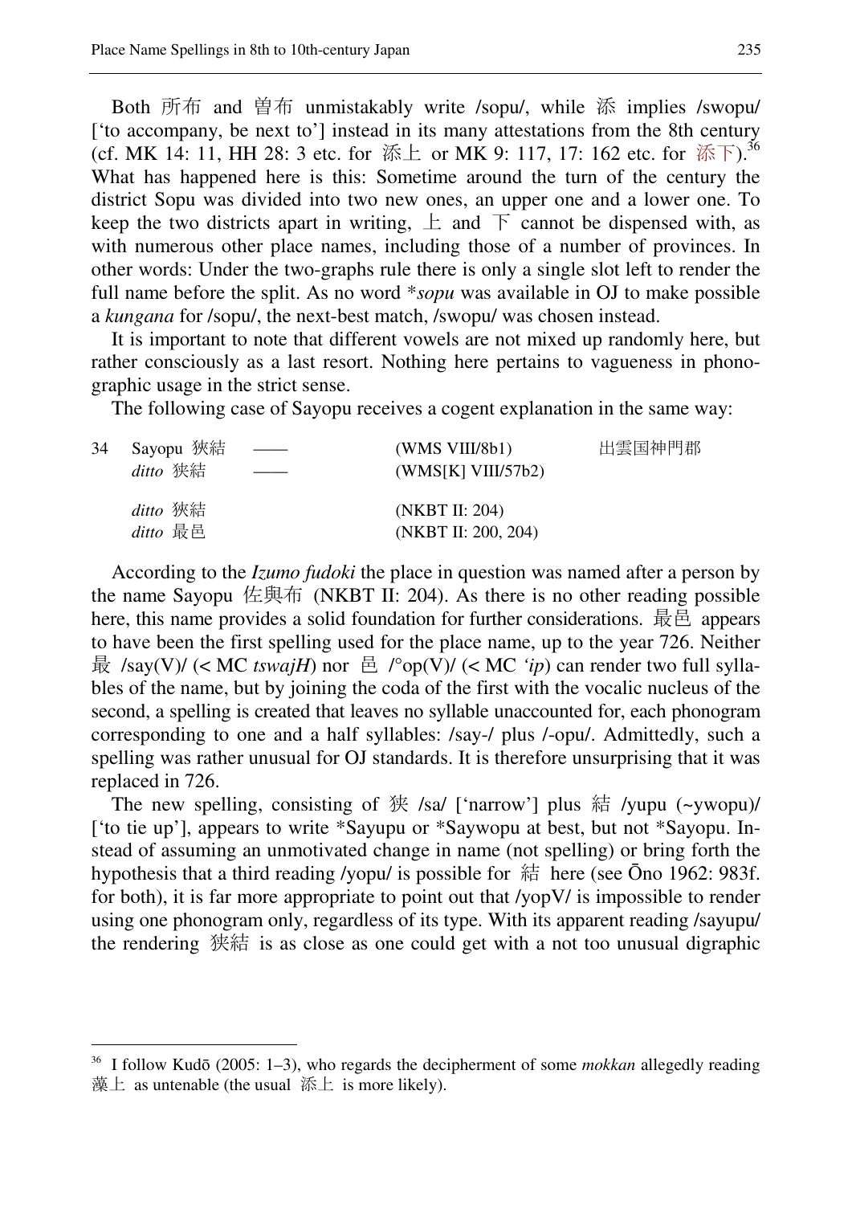Both 所布 and 曽布 unmistakably write /sopu/, while 添 implies /swopu/ ['to accompany, be next to'] instead in its many attestations from the 8th century (cf. MK 14: 11, HH 28: 3 etc. for 添上 or MK 9: 117, 17: 162 etc. for 添下).[36] What has happened here is this: Sometime around the turn of the century the district Sopu was divided into two new ones, an upper one and a lower one. To keep the two districts apart in writing, 上 and 下 cannot be dispensed with, as with numerous other place names, including those of a number of provinces. In other words: Under the two-graphs rule there is only a single slot left to render the full name before the split. As no word **sopu* was available in OJ to make possible a *kungana* for /sopu/, the next-best match, /swopu/ was chosen instead.

It is important to note that different vowels are not mixed up randomly here, but rather consciously as a last resort. Nothing here pertains to vagueness in phonographic usage in the strict sense.

The following case of Sayopu receives a cogent explanation in the same way:

| | | | | |
|---|---|---|---|---|
| 34 | Sayopu 狹結 | —— | (WMS VIII/8b1) | 出雲国神門郡 |
| | *ditto* 狭結 | —— | (WMS[K] VIII/57b2) | |
| | *ditto* 狹結 | | (NKBT II: 204) | |
| | *ditto* 最邑 | | (NKBT II: 200, 204) | |

According to the *Izumo fudoki* the place in question was named after a person by the name Sayopu 佐與布 (NKBT II: 204). As there is no other reading possible here, this name provides a solid foundation for further considerations. 最邑 appears to have been the first spelling used for the place name, up to the year 726. Neither 最 /say(V)/ (< MC *tswajH*) nor 邑 /°op(V)/ (< MC *'ip*) can render two full syllables of the name, but by joining the coda of the first with the vocalic nucleus of the second, a spelling is created that leaves no syllable unaccounted for, each phonogram corresponding to one and a half syllables: /say-/ plus /-opu/. Admittedly, such a spelling was rather unusual for OJ standards. It is therefore unsurprising that it was replaced in 726.

The new spelling, consisting of 狹 /sa/ ['narrow'] plus 結 /yupu (~ywopu)/ ['to tie up'], appears to write *Sayupu or *Saywopu at best, but not *Sayopu. Instead of assuming an unmotivated change in name (not spelling) or bring forth the hypothesis that a third reading /yopu/ is possible for 結 here (see Ōno 1962: 983f. for both), it is far more appropriate to point out that /yopV/ is impossible to render using one phonogram only, regardless of its type. With its apparent reading /sayupu/ the rendering 狹結 is as close as one could get with a not too unusual digraphic

---

[36] I follow Kudō (2005: 1–3), who regards the decipherment of some *mokkan* allegedly reading 藻上 as untenable (the usual 添上 is more likely).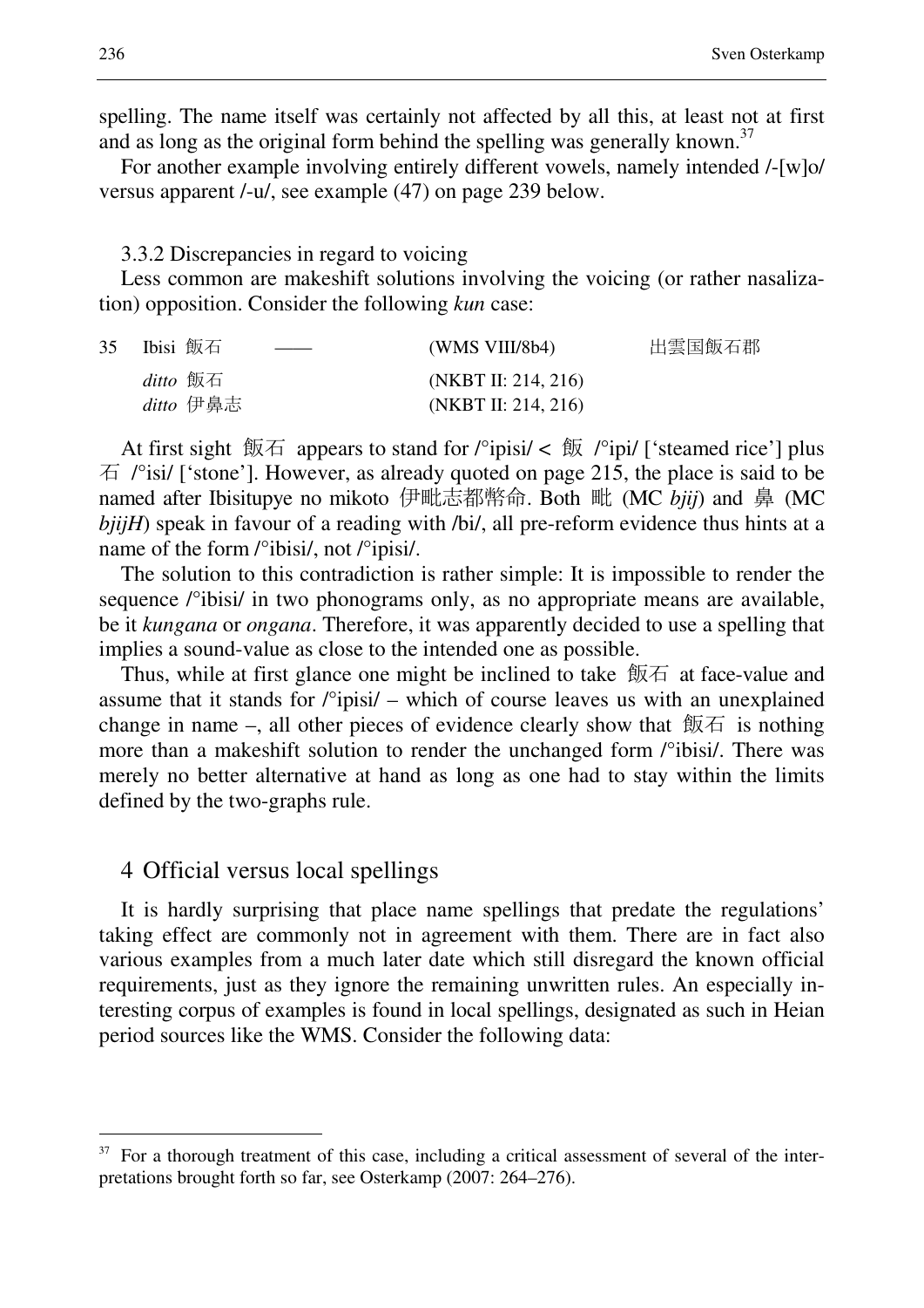spelling. The name itself was certainly not affected by all this, at least not at first and as long as the original form behind the spelling was generally known.[37]

For another example involving entirely different vowels, namely intended /-[w]o/ versus apparent /-u/, see example (47) on page 239 below.

### 3.3.2 Discrepancies in regard to voicing

Less common are makeshift solutions involving the voicing (or rather nasalization) opposition. Consider the following *kun* case:

| | | | | |
|---|---|---|---|---|
| 35 | Ibisi 飯石 | —— | (WMS VIII/8b4) | 出雲国飯石郡 |
| | *ditto* 飯石 | | (NKBT II: 214, 216) | |
| | *ditto* 伊鼻志 | | (NKBT II: 214, 216) | |

At first sight 飯石 appears to stand for /°ipisi/ < 飯 /°ipi/ ['steamed rice'] plus 石 /°isi/ ['stone']. However, as already quoted on page 215, the place is said to be named after Ibisitupye no mikoto 伊毗志都幣命. Both 毗 (MC *bjij*) and 鼻 (MC *bjijH*) speak in favour of a reading with /bi/, all pre-reform evidence thus hints at a name of the form /°ibisi/, not /°ipisi/.

The solution to this contradiction is rather simple: It is impossible to render the sequence /°ibisi/ in two phonograms only, as no appropriate means are available, be it *kungana* or *ongana*. Therefore, it was apparently decided to use a spelling that implies a sound-value as close to the intended one as possible.

Thus, while at first glance one might be inclined to take 飯石 at face-value and assume that it stands for /°ipisi/ – which of course leaves us with an unexplained change in name –, all other pieces of evidence clearly show that 飯石 is nothing more than a makeshift solution to render the unchanged form /°ibisi/. There was merely no better alternative at hand as long as one had to stay within the limits defined by the two-graphs rule.

## 4 Official versus local spellings

It is hardly surprising that place name spellings that predate the regulations' taking effect are commonly not in agreement with them. There are in fact also various examples from a much later date which still disregard the known official requirements, just as they ignore the remaining unwritten rules. An especially interesting corpus of examples is found in local spellings, designated as such in Heian period sources like the WMS. Consider the following data:

---

[37] For a thorough treatment of this case, including a critical assessment of several of the interpretations brought forth so far, see Osterkamp (2007: 264–276).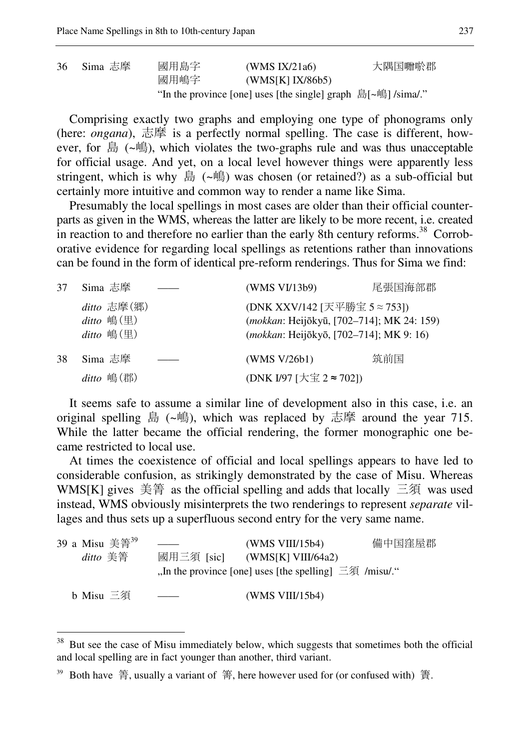| | | | | |
|---|---|---|---|---|
| 36 | Sima 志摩 | 國用島字 | (WMS IX/21a6) | 大隅国囎唹郡 |
| | | 國用嶋字 | (WMS[K] IX/86b5) | |
| | | "In the province [one] uses [the single] graph 島[~嶋] /sima/." | | |

Comprising exactly two graphs and employing one type of phonograms only (here: *ongana*), 志摩 is a perfectly normal spelling. The case is different, however, for 島 (~嶋), which violates the two-graphs rule and was thus unacceptable for official usage. And yet, on a local level however things were apparently less stringent, which is why 島 (~嶋) was chosen (or retained?) as a sub-official but certainly more intuitive and common way to render a name like Sima.

Presumably the local spellings in most cases are older than their official counterparts as given in the WMS, whereas the latter are likely to be more recent, i.e. created in reaction to and therefore no earlier than the early 8th century reforms.[38] Corroborative evidence for regarding local spellings as retentions rather than innovations can be found in the form of identical pre-reform renderings. Thus for Sima we find:

| | | | | |
|---|---|---|---|---|
| 37 | Sima 志摩 | —— | (WMS VI/13b9) | 尾張国海部郡 |
| | *ditto* 志摩(郷) | | (DNK XXV/142 [天平勝宝 5 ≈ 753]) | |
| | *ditto* 嶋(里) | | (*mokkan*: Heijōkyū, [702–714]; MK 24: 159) | |
| | *ditto* 嶋(里) | | (*mokkan*: Heijōkyō, [702–714]; MK 9: 16) | |
| 38 | Sima 志摩 | —— | (WMS V/26b1) | 筑前国 |
| | *ditto* 嶋(郡) | | (DNK I/97 [大宝 2 ≈ 702]) | |

It seems safe to assume a similar line of development also in this case, i.e. an original spelling 島 (~嶋), which was replaced by 志摩 around the year 715. While the latter became the official rendering, the former monographic one became restricted to local use.

At times the coexistence of official and local spellings appears to have led to considerable confusion, as strikingly demonstrated by the case of Misu. Whereas WMS[K] gives 美簀 as the official spelling and adds that locally 三須 was used instead, WMS obviously misinterprets the two renderings to represent *separate* villages and thus sets up a superfluous second entry for the very same name.

| | | | | |
|---|---|---|---|---|
| 39 a | Misu 美簀[39] | —— | (WMS VIII/15b4) | 備中国窪屋郡 |
| | *ditto* 美簀 | 國用三須 [sic] | (WMS[K] VIII/64a2) | |
| | | „In the province [one] uses [the spelling] 三須 /misu/." | | |
| b | Misu 三須 | —— | (WMS VIII/15b4) | |

[38] But see the case of Misu immediately below, which suggests that sometimes both the official and local spelling are in fact younger than another, third variant.

[39] Both have 簀, usually a variant of 箦, here however used for (or confused with) 簀.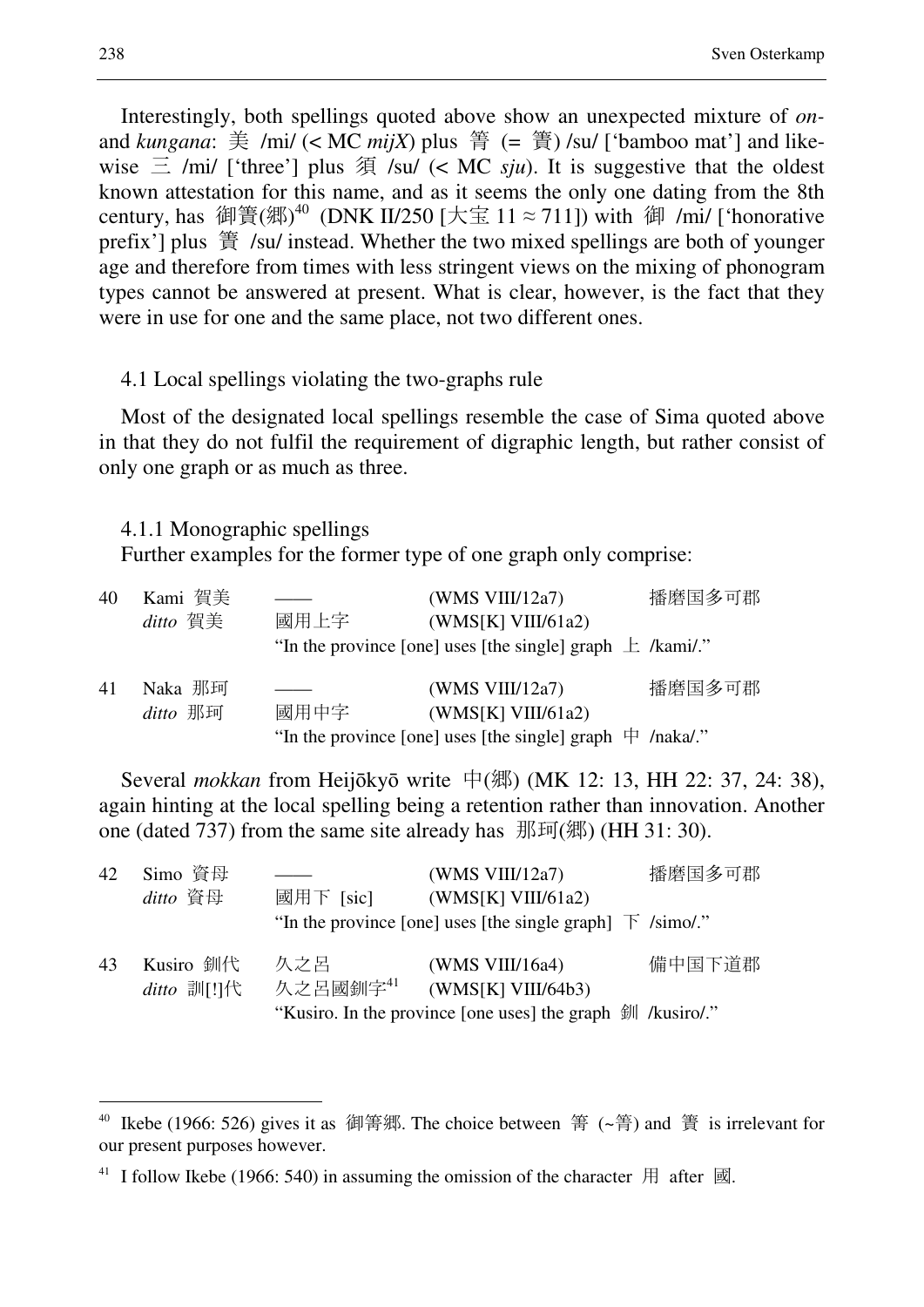Interestingly, both spellings quoted above show an unexpected mixture of *on-* and *kungana*: 美 /mi/ (< MC *mijX*) plus 箐 (= 簀) /su/ ['bamboo mat'] and likewise 三 /mi/ ['three'] plus 須 /su/ (< MC *sju*). It is suggestive that the oldest known attestation for this name, and as it seems the only one dating from the 8th century, has 御簀(郷)[40] (DNK II/250 [大宝 11 ≈ 711]) with 御 /mi/ ['honorative prefix'] plus 簀 /su/ instead. Whether the two mixed spellings are both of younger age and therefore from times with less stringent views on the mixing of phonogram types cannot be answered at present. What is clear, however, is the fact that they were in use for one and the same place, not two different ones.

### 4.1 Local spellings violating the two-graphs rule

Most of the designated local spellings resemble the case of Sima quoted above in that they do not fulfil the requirement of digraphic length, but rather consist of only one graph or as much as three.

#### 4.1.1 Monographic spellings

Further examples for the former type of one graph only comprise:

| | | | | |
|---|---|---|---|---|
| 40 | Kami 賀美 | —— | (WMS VIII/12a7) | 播磨国多可郡 |
| | *ditto* 賀美 | 國用上字 | (WMS[K] VIII/61a2) | |
| | | "In the province [one] uses [the single] graph 上 /kami/." | | |
| 41 | Naka 那珂 | —— | (WMS VIII/12a7) | 播磨国多可郡 |
| | *ditto* 那珂 | 國用中字 | (WMS[K] VIII/61a2) | |
| | | "In the province [one] uses [the single] graph 中 /naka/." | | |

Several *mokkan* from Heijōkyō write 中(郷) (MK 12: 13, HH 22: 37, 24: 38), again hinting at the local spelling being a retention rather than innovation. Another one (dated 737) from the same site already has 那珂(郷) (HH 31: 30).

| | | | | |
|---|---|---|---|---|
| 42 | Simo 資母 | —— | (WMS VIII/12a7) | 播磨国多可郡 |
| | *ditto* 資母 | 國用下 [sic] | (WMS[K] VIII/61a2) | |
| | | "In the province [one] uses [the single graph] 下 /simo/." | | |
| 43 | Kusiro 釧代 | 久之呂 | (WMS VIII/16a4) | 備中国下道郡 |
| | *ditto* 訓[!]代 | 久之呂國釧字[41] | (WMS[K] VIII/64b3) | |
| | | "Kusiro. In the province [one uses] the graph 釧 /kusiro/." | | |

---

[40] Ikebe (1966: 526) gives it as 御箐郷. The choice between 箐 (~箐) and 簀 is irrelevant for our present purposes however.

[41] I follow Ikebe (1966: 540) in assuming the omission of the character 用 after 國.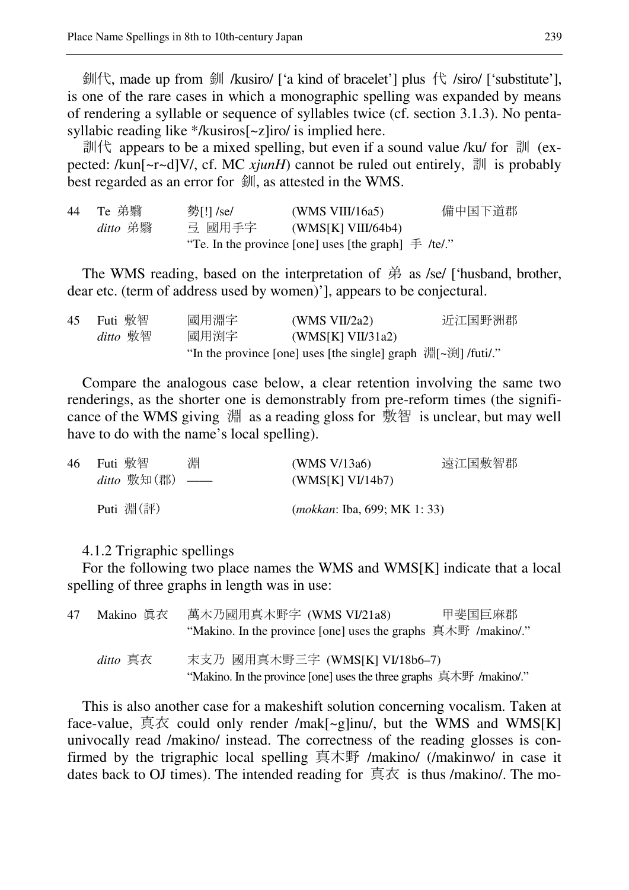釧代, made up from 釧 /kusiro/ ['a kind of bracelet'] plus 代 /siro/ ['substitute'], is one of the rare cases in which a monographic spelling was expanded by means of rendering a syllable or sequence of syllables twice (cf. section 3.1.3). No pentasyllabic reading like */kusiros[~z]iro/ is implied here.

訓代 appears to be a mixed spelling, but even if a sound value /ku/ for 訓 (expected: /kun[~r~d]V/, cf. MC *xjunH*) cannot be ruled out entirely, 訓 is probably best regarded as an error for 釧, as attested in the WMS.

| 44 | Te 弟翳 | 勢[!] /se/ | (WMS VIII/16a5) | 備中国下道郡 |
|---|---|---|---|---|
| | *ditto* 弟翳 | 弖 國用手字 | (WMS[K] VIII/64b4) | |
| | | "Te. In the province [one] uses [the graph] 手 /te/." | | |

The WMS reading, based on the interpretation of 弟 as /se/ ['husband, brother, dear etc. (term of address used by women)'], appears to be conjectural.

| 45 | Futi 敷智 | 國用淵字 | (WMS VII/2a2) | 近江国野洲郡 |
|---|---|---|---|---|
| | *ditto* 敷智 | 國用渕字 | (WMS[K] VII/31a2) | |
| | | "In the province [one] uses [the single] graph 淵[~渕] /futi/." | | |

Compare the analogous case below, a clear retention involving the same two renderings, as the shorter one is demonstrably from pre-reform times (the significance of the WMS giving 淵 as a reading gloss for 敷智 is unclear, but may well have to do with the name's local spelling).

| 46 | Futi 敷智 | 淵 | (WMS V/13a6) | 遠江国敷智郡 |
|---|---|---|---|---|
| | *ditto* 敷知(郡) | —— | (WMS[K] VI/14b7) | |
| | Puti 淵(評) | | (*mokkan*: Iba, 699; MK 1: 33) | |

4.1.2 Trigraphic spellings

For the following two place names the WMS and WMS[K] indicate that a local spelling of three graphs in length was in use:

| 47 | Makino 眞衣 | 萬木乃國用真木野字 (WMS VI/21a8) | 甲斐国巨麻郡 |
|---|---|---|---|
| | | "Makino. In the province [one] uses the graphs 真木野 /makino/." | |
| | *ditto* 真衣 | 末支乃 國用真木野三字 (WMS[K] VI/18b6–7) | |
| | | "Makino. In the province [one] uses the three graphs 真木野 /makino/." | |

This is also another case for a makeshift solution concerning vocalism. Taken at face-value, 真衣 could only render /mak[~g]inu/, but the WMS and WMS[K] univocally read /makino/ instead. The correctness of the reading glosses is confirmed by the trigraphic local spelling 真木野 /makino/ (/makinwo/ in case it dates back to OJ times). The intended reading for 真衣 is thus /makino/. The mo-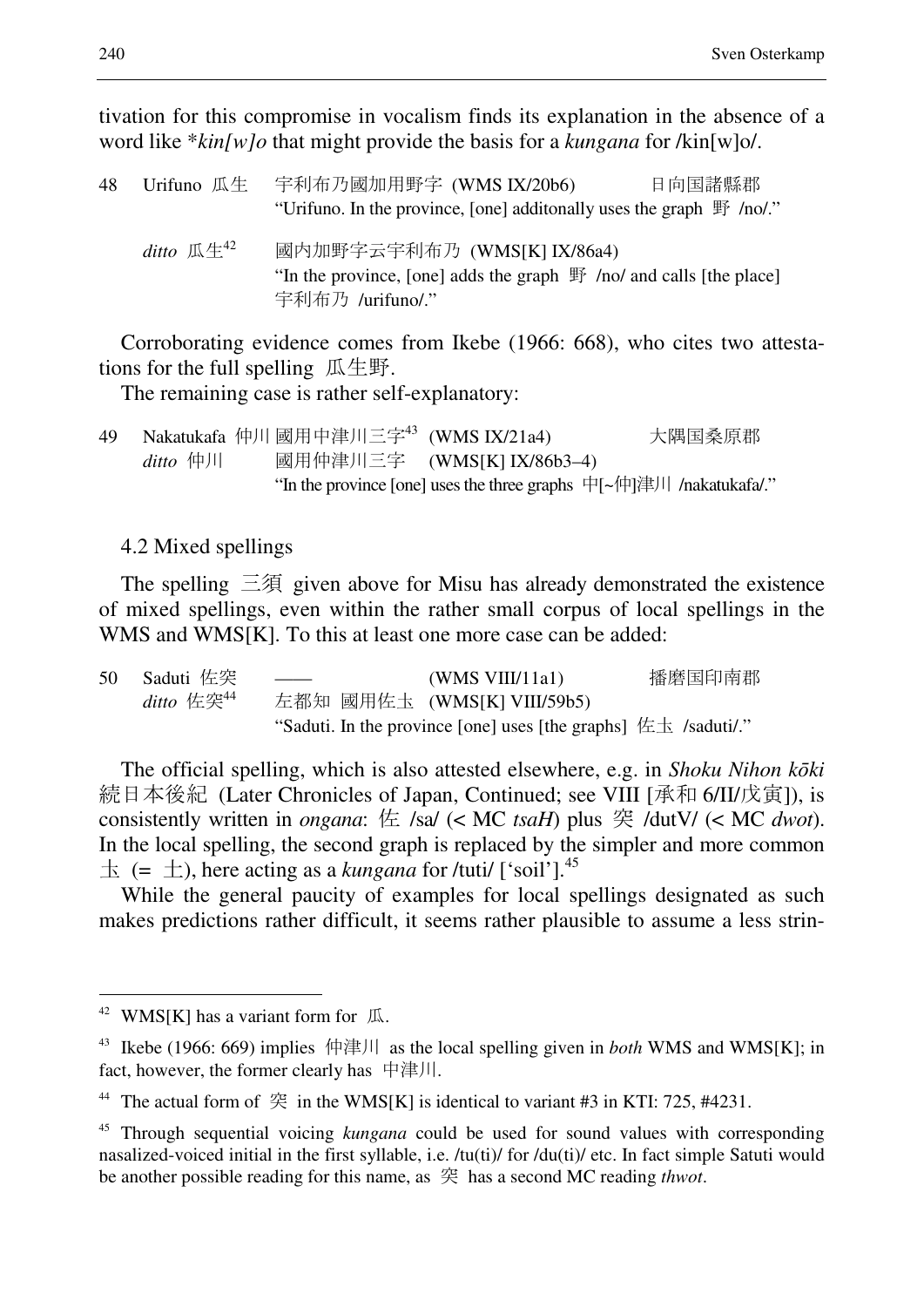tivation for this compromise in vocalism finds its explanation in the absence of a word like **kin[w]o* that might provide the basis for a *kungana* for /kin[w]o/.

48 Urifuno 瓜生 宇利布乃國加用野字 (WMS IX/20b6) 日向国諸縣郡
"Urifuno. In the province, [one] additonally uses the graph 野 /no/."

*ditto* 瓜生[42] 國内加野字云宇利布乃 (WMS[K] IX/86a4)
"In the province, [one] adds the graph 野 /no/ and calls [the place] 宇利布乃 /urifuno/."

Corroborating evidence comes from Ikebe (1966: 668), who cites two attestations for the full spelling 瓜生野.

The remaining case is rather self-explanatory:

49 Nakatukafa 仲川 國用中津川三字[43] (WMS IX/21a4) 大隅国桑原郡
*ditto* 仲川 國用仲津川三字 (WMS[K] IX/86b3–4)
"In the province [one] uses the three graphs 中[~仲]津川 /nakatukafa/."

## 4.2 Mixed spellings

The spelling 三須 given above for Misu has already demonstrated the existence of mixed spellings, even within the rather small corpus of local spellings in the WMS and WMS[K]. To this at least one more case can be added:

50 Saduti 佐突 —— (WMS VIII/11a1) 播磨国印南郡
*ditto* 佐突[44] 左都知 國用佐圡 (WMS[K] VIII/59b5)
"Saduti. In the province [one] uses [the graphs] 佐圡 /saduti/."

The official spelling, which is also attested elsewhere, e.g. in *Shoku Nihon kōki* 続日本後紀 (Later Chronicles of Japan, Continued; see VIII [承和 6/II/戊寅]), is consistently written in *ongana*: 佐 /sa/ (< MC *tsaH*) plus 突 /dutV/ (< MC *dwot*). In the local spelling, the second graph is replaced by the simpler and more common 圡 (= 土), here acting as a *kungana* for /tuti/ ['soil'].[45]

While the general paucity of examples for local spellings designated as such makes predictions rather difficult, it seems rather plausible to assume a less strin-

---

[42] WMS[K] has a variant form for 瓜.

[43] Ikebe (1966: 669) implies 仲津川 as the local spelling given in *both* WMS and WMS[K]; in fact, however, the former clearly has 中津川.

[44] The actual form of 突 in the WMS[K] is identical to variant #3 in KTI: 725, #4231.

[45] Through sequential voicing *kungana* could be used for sound values with corresponding nasalized-voiced initial in the first syllable, i.e. /tu(ti)/ for /du(ti)/ etc. In fact simple Satuti would be another possible reading for this name, as 突 has a second MC reading *thwot*.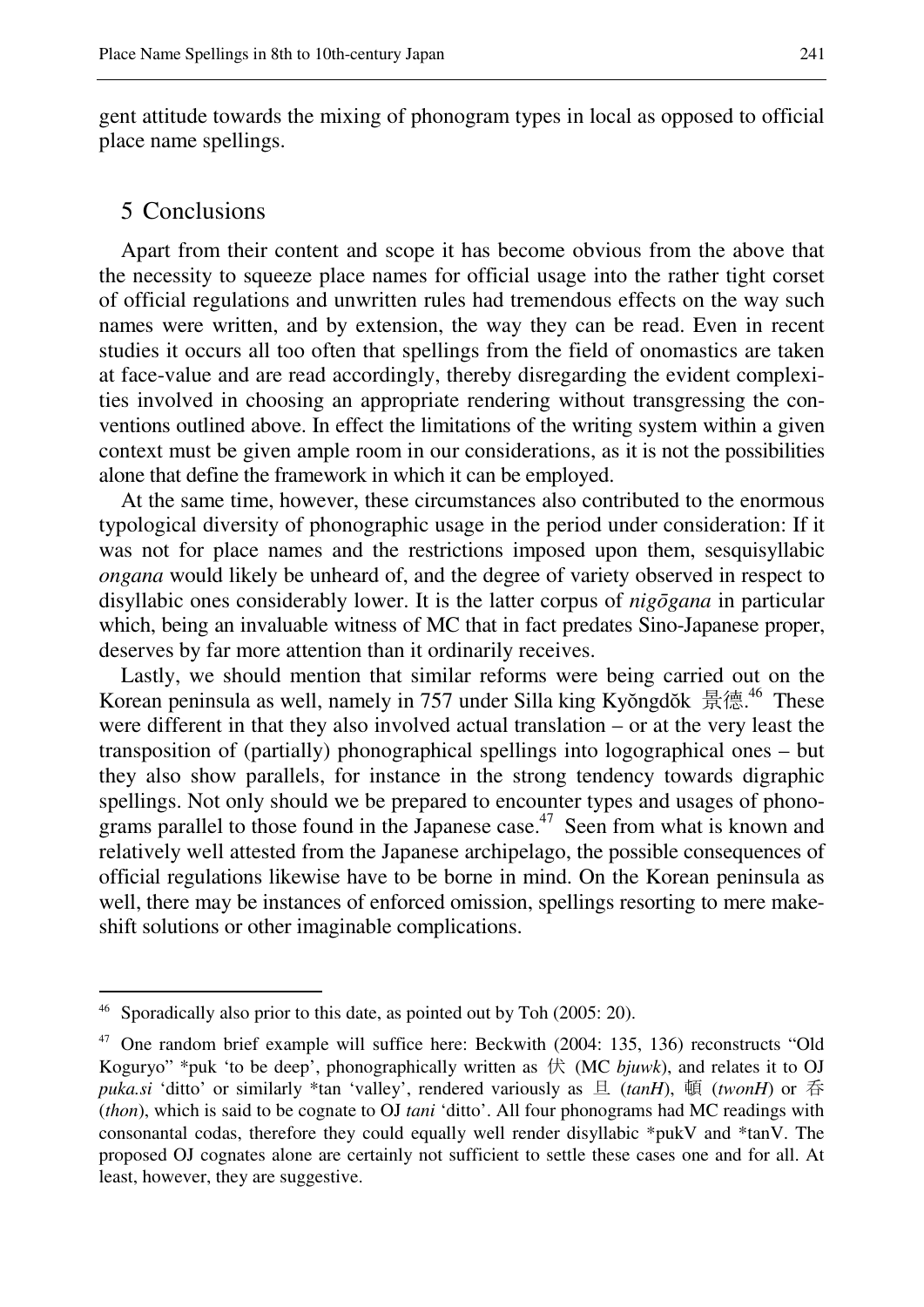gent attitude towards the mixing of phonogram types in local as opposed to official place name spellings.

## 5 Conclusions

Apart from their content and scope it has become obvious from the above that the necessity to squeeze place names for official usage into the rather tight corset of official regulations and unwritten rules had tremendous effects on the way such names were written, and by extension, the way they can be read. Even in recent studies it occurs all too often that spellings from the field of onomastics are taken at face-value and are read accordingly, thereby disregarding the evident complexities involved in choosing an appropriate rendering without transgressing the conventions outlined above. In effect the limitations of the writing system within a given context must be given ample room in our considerations, as it is not the possibilities alone that define the framework in which it can be employed.

At the same time, however, these circumstances also contributed to the enormous typological diversity of phonographic usage in the period under consideration: If it was not for place names and the restrictions imposed upon them, sesquisyllabic *ongana* would likely be unheard of, and the degree of variety observed in respect to disyllabic ones considerably lower. It is the latter corpus of *nigōgana* in particular which, being an invaluable witness of MC that in fact predates Sino-Japanese proper, deserves by far more attention than it ordinarily receives.

Lastly, we should mention that similar reforms were being carried out on the Korean peninsula as well, namely in 757 under Silla king Kyŏngdŏk 景德.[46] These were different in that they also involved actual translation – or at the very least the transposition of (partially) phonographical spellings into logographical ones – but they also show parallels, for instance in the strong tendency towards digraphic spellings. Not only should we be prepared to encounter types and usages of phonograms parallel to those found in the Japanese case.[47] Seen from what is known and relatively well attested from the Japanese archipelago, the possible consequences of official regulations likewise have to be borne in mind. On the Korean peninsula as well, there may be instances of enforced omission, spellings resorting to mere makeshift solutions or other imaginable complications.

---

[46] Sporadically also prior to this date, as pointed out by Toh (2005: 20).

[47] One random brief example will suffice here: Beckwith (2004: 135, 136) reconstructs "Old Koguryo" \*puk 'to be deep', phonographically written as 伏 (MC *bjuwk*), and relates it to OJ *puka.si* 'ditto' or similarly \*tan 'valley', rendered variously as 旦 (*tanH*), 頓 (*twonH*) or 呑 (*thon*), which is said to be cognate to OJ *tani* 'ditto'. All four phonograms had MC readings with consonantal codas, therefore they could equally well render disyllabic \*pukV and \*tanV. The proposed OJ cognates alone are certainly not sufficient to settle these cases one and for all. At least, however, they are suggestive.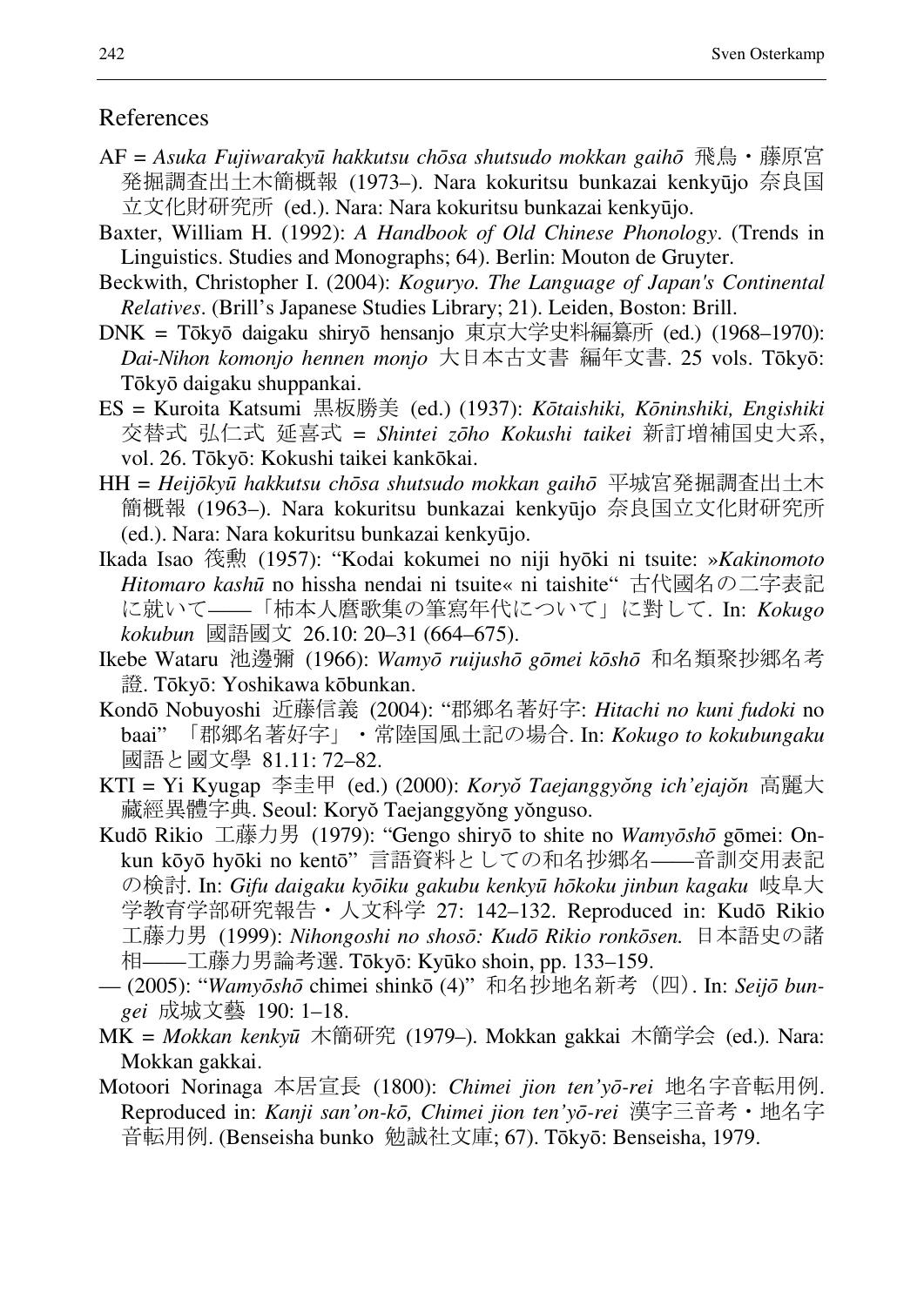## References

AF = *Asuka Fujiwarakyū hakkutsu chōsa shutsudo mokkan gaihō* 飛鳥・藤原宮発掘調査出土木簡概報 (1973–). Nara kokuritsu bunkazai kenkyūjo 奈良国立文化財研究所 (ed.). Nara: Nara kokuritsu bunkazai kenkyūjo.

Baxter, William H. (1992): *A Handbook of Old Chinese Phonology*. (Trends in Linguistics. Studies and Monographs; 64). Berlin: Mouton de Gruyter.

Beckwith, Christopher I. (2004): *Koguryo. The Language of Japan's Continental Relatives*. (Brill's Japanese Studies Library; 21). Leiden, Boston: Brill.

DNK = Tōkyō daigaku shiryō hensanjo 東京大学史料編纂所 (ed.) (1968–1970): *Dai-Nihon komonjo hennen monjo* 大日本古文書 編年文書. 25 vols. Tōkyō: Tōkyō daigaku shuppankai.

ES = Kuroita Katsumi 黒板勝美 (ed.) (1937): *Kōtaishiki, Kōninshiki, Engishiki* 交替式 弘仁式 延喜式 = *Shintei zōho Kokushi taikei* 新訂増補国史大系, vol. 26. Tōkyō: Kokushi taikei kankōkai.

HH = *Heijōkyū hakkutsu chōsa shutsudo mokkan gaihō* 平城宮発掘調査出土木簡概報 (1963–). Nara kokuritsu bunkazai kenkyūjo 奈良国立文化財研究所 (ed.). Nara: Nara kokuritsu bunkazai kenkyūjo.

Ikada Isao 筏勲 (1957): "Kodai kokumei no niji hyōki ni tsuite: »*Kakinomoto Hitomaro kashū* no hissha nendai ni tsuite« ni taishite" 古代國名の二字表記に就いて――「柿本人麿歌集の筆寫年代について」に對して. In: *Kokugo kokubun* 國語國文 26.10: 20–31 (664–675).

Ikebe Wataru 池邊彌 (1966): *Wamyō ruijushō gōmei kōshō* 和名類聚抄郷名考證. Tōkyō: Yoshikawa kōbunkan.

Kondō Nobuyoshi 近藤信義 (2004): "郡郷名著好字: *Hitachi no kuni fudoki* no baai" 「郡郷名著好字」・常陸国風土記の場合. In: *Kokugo to kokubungaku* 國語と國文學 81.11: 72–82.

KTI = Yi Kyugap 李圭甲 (ed.) (2000): *Koryŏ Taejanggyŏng ich'ejajŏn* 高麗大藏經異體字典. Seoul: Koryŏ Taejanggyŏng yŏnguso.

Kudō Rikio 工藤力男 (1979): "Gengo shiryō to shite no *Wamyōshō* gōmei: On-kun kōyō hyōki no kentō" 言語資料としての和名抄郷名――音訓交用表記の検討. In: *Gifu daigaku kyōiku gakubu kenkyū hōkoku jinbun kagaku* 岐阜大学教育学部研究報告・人文科学 27: 142–132. Reproduced in: Kudō Rikio 工藤力男 (1999): *Nihongoshi no shosō: Kudō Rikio ronkōsen.* 日本語史の諸相――工藤力男論考選. Tōkyō: Kyūko shoin, pp. 133–159.

— (2005): "*Wamyōshō* chimei shinkō (4)" 和名抄地名新考（四）. In: *Seijō bungei* 成城文藝 190: 1–18.

MK = *Mokkan kenkyū* 木簡研究 (1979–). Mokkan gakkai 木簡学会 (ed.). Nara: Mokkan gakkai.

Motoori Norinaga 本居宣長 (1800): *Chimei jion ten'yō-rei* 地名字音転用例. Reproduced in: *Kanji san'on-kō, Chimei jion ten'yō-rei* 漢字三音考・地名字音転用例. (Benseisha bunko 勉誠社文庫; 67). Tōkyō: Benseisha, 1979.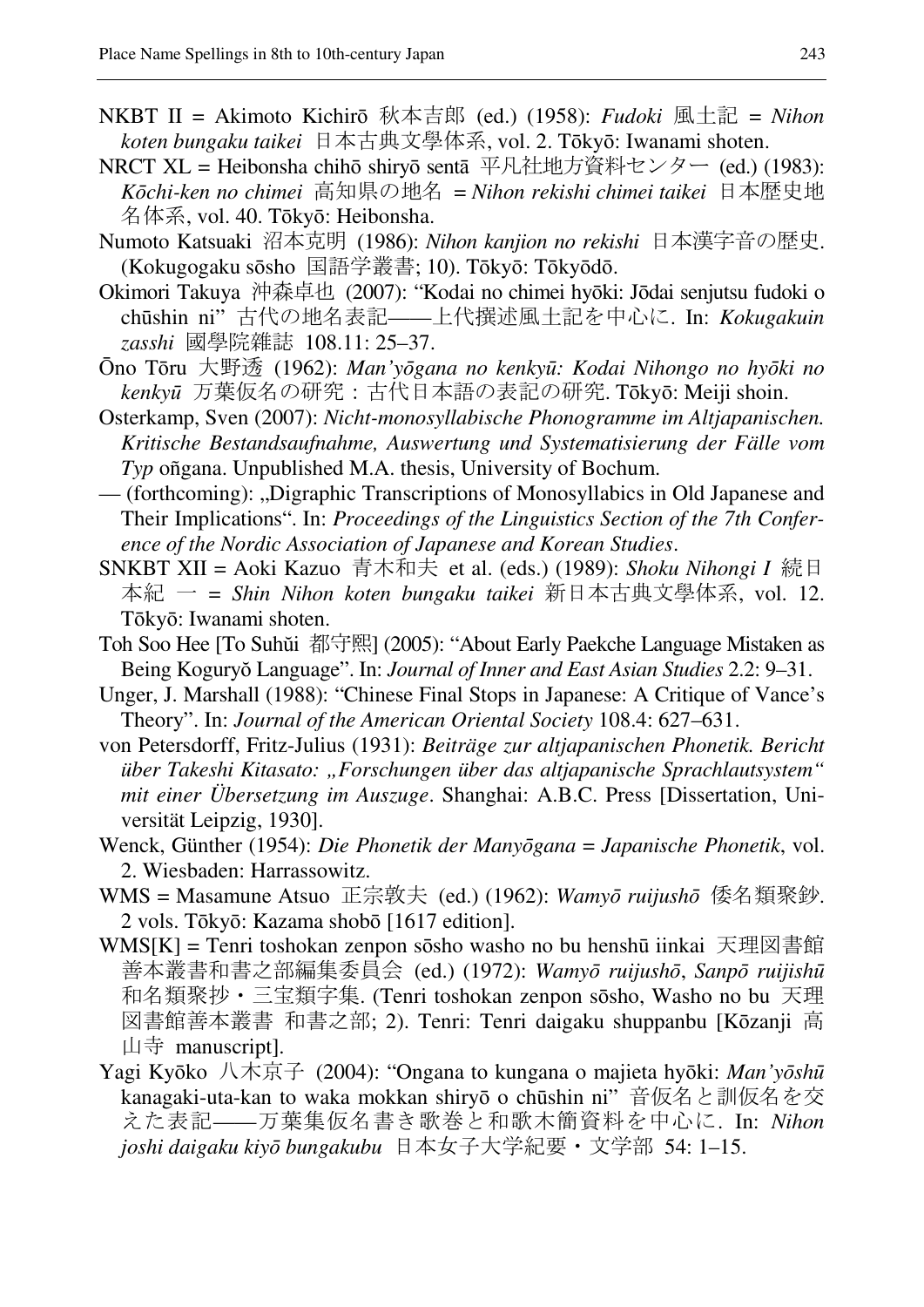NKBT II = Akimoto Kichirō 秋本吉郎 (ed.) (1958): *Fudoki* 風土記 = *Nihon koten bungaku taikei* 日本古典文學体系, vol. 2. Tōkyō: Iwanami shoten.

NRCT XL = Heibonsha chihō shiryō sentā 平凡社地方資料センター (ed.) (1983): *Kōchi-ken no chimei* 高知県の地名 = *Nihon rekishi chimei taikei* 日本歴史地名体系, vol. 40. Tōkyō: Heibonsha.

Numoto Katsuaki 沼本克明 (1986): *Nihon kanjion no rekishi* 日本漢字音の歴史. (Kokugogaku sōsho 国語学叢書; 10). Tōkyō: Tōkyōdō.

Okimori Takuya 沖森卓也 (2007): "Kodai no chimei hyōki: Jōdai senjutsu fudoki o chūshin ni" 古代の地名表記——上代撰述風土記を中心に. In: *Kokugakuin zasshi* 國學院雑誌 108.11: 25–37.

Ōno Tōru 大野透 (1962): *Man'yōgana no kenkyū: Kodai Nihongo no hyōki no kenkyū* 万葉仮名の研究：古代日本語の表記の研究. Tōkyō: Meiji shoin.

Osterkamp, Sven (2007): *Nicht-monosyllabische Phonogramme im Altjapanischen. Kritische Bestandsaufnahme, Auswertung und Systematisierung der Fälle vom Typ* oñgana. Unpublished M.A. thesis, University of Bochum.

— (forthcoming): „Digraphic Transcriptions of Monosyllabics in Old Japanese and Their Implications". In: *Proceedings of the Linguistics Section of the 7th Conference of the Nordic Association of Japanese and Korean Studies*.

SNKBT XII = Aoki Kazuo 青木和夫 et al. (eds.) (1989): *Shoku Nihongi I* 続日本紀 一 = *Shin Nihon koten bungaku taikei* 新日本古典文學体系, vol. 12. Tōkyō: Iwanami shoten.

Toh Soo Hee [To Suhŭi 都守熙] (2005): "About Early Paekche Language Mistaken as Being Koguryŏ Language". In: *Journal of Inner and East Asian Studies* 2.2: 9–31.

Unger, J. Marshall (1988): "Chinese Final Stops in Japanese: A Critique of Vance's Theory". In: *Journal of the American Oriental Society* 108.4: 627–631.

von Petersdorff, Fritz-Julius (1931): *Beiträge zur altjapanischen Phonetik. Bericht über Takeshi Kitasato: „Forschungen über das altjapanische Sprachlautsystem" mit einer Übersetzung im Auszuge*. Shanghai: A.B.C. Press [Dissertation, Universität Leipzig, 1930].

Wenck, Günther (1954): *Die Phonetik der Manyōgana = Japanische Phonetik*, vol. 2. Wiesbaden: Harrassowitz.

WMS = Masamune Atsuo 正宗敦夫 (ed.) (1962): *Wamyō ruijushō* 倭名類聚鈔. 2 vols. Tōkyō: Kazama shobō [1617 edition].

WMS[K] = Tenri toshokan zenpon sōsho washo no bu henshū iinkai 天理図書館善本叢書和書之部編集委員会 (ed.) (1972): *Wamyō ruijushō*, *Sanpō ruijishū* 和名類聚抄・三宝類字集. (Tenri toshokan zenpon sōsho, Washo no bu 天理図書館善本叢書 和書之部; 2). Tenri: Tenri daigaku shuppanbu [Kōzanji 高山寺 manuscript].

Yagi Kyōko 八木京子 (2004): "Ongana to kungana o majieta hyōki: *Man'yōshū* kanagaki-uta-kan to waka mokkan shiryō o chūshin ni" 音仮名と訓仮名を交えた表記——万葉集仮名書き歌巻と和歌木簡資料を中心に. In: *Nihon joshi daigaku kiyō bungakubu* 日本女子大学紀要・文学部 54: 1–15.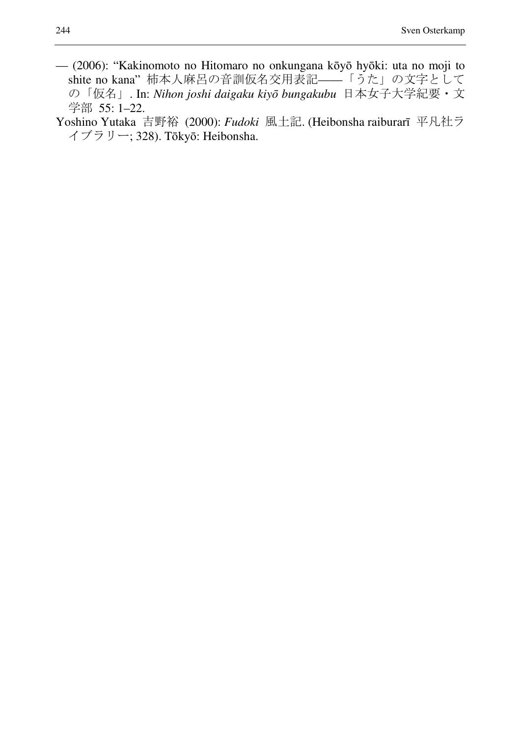— (2006): “Kakinomoto no Hitomaro no onkungana kōyō hyōki: uta no moji to shite no kana” 柿本人麻呂の音訓仮名交用表記——「うた」の文字としての「仮名」. In: *Nihon joshi daigaku kiyō bungakubu* 日本女子大学紀要・文学部 55: 1–22.

Yoshino Yutaka 吉野裕 (2000): *Fudoki* 風土記. (Heibonsha raiburarī 平凡社ライブラリー; 328). Tōkyō: Heibonsha.